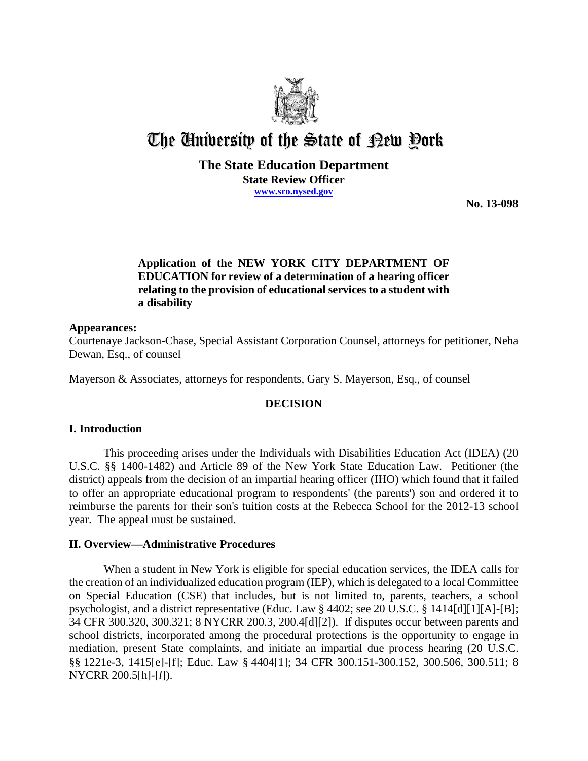# The University of the State of New York

**The State Education Department**
**State Review Officer**
**www.sro.nysed.gov**

**No. 13-098**

**Application of the NEW YORK CITY DEPARTMENT OF EDUCATION for review of a determination of a hearing officer relating to the provision of educational services to a student with a disability**

**Appearances:**

Courtenaye Jackson-Chase, Special Assistant Corporation Counsel, attorneys for petitioner, Neha Dewan, Esq., of counsel

Mayerson & Associates, attorneys for respondents, Gary S. Mayerson, Esq., of counsel

## DECISION

### I. Introduction

This proceeding arises under the Individuals with Disabilities Education Act (IDEA) (20 U.S.C. §§ 1400-1482) and Article 89 of the New York State Education Law. Petitioner (the district) appeals from the decision of an impartial hearing officer (IHO) which found that it failed to offer an appropriate educational program to respondents' (the parents') son and ordered it to reimburse the parents for their son's tuition costs at the Rebecca School for the 2012-13 school year. The appeal must be sustained.

### II. Overview—Administrative Procedures

When a student in New York is eligible for special education services, the IDEA calls for the creation of an individualized education program (IEP), which is delegated to a local Committee on Special Education (CSE) that includes, but is not limited to, parents, teachers, a school psychologist, and a district representative (Educ. Law § 4402; see 20 U.S.C. § 1414[d][1][A]-[B]; 34 CFR 300.320, 300.321; 8 NYCRR 200.3, 200.4[d][2]). If disputes occur between parents and school districts, incorporated among the procedural protections is the opportunity to engage in mediation, present State complaints, and initiate an impartial due process hearing (20 U.S.C. §§ 1221e-3, 1415[e]-[f]; Educ. Law § 4404[1]; 34 CFR 300.151-300.152, 300.506, 300.511; 8 NYCRR 200.5[h]-[*l*]).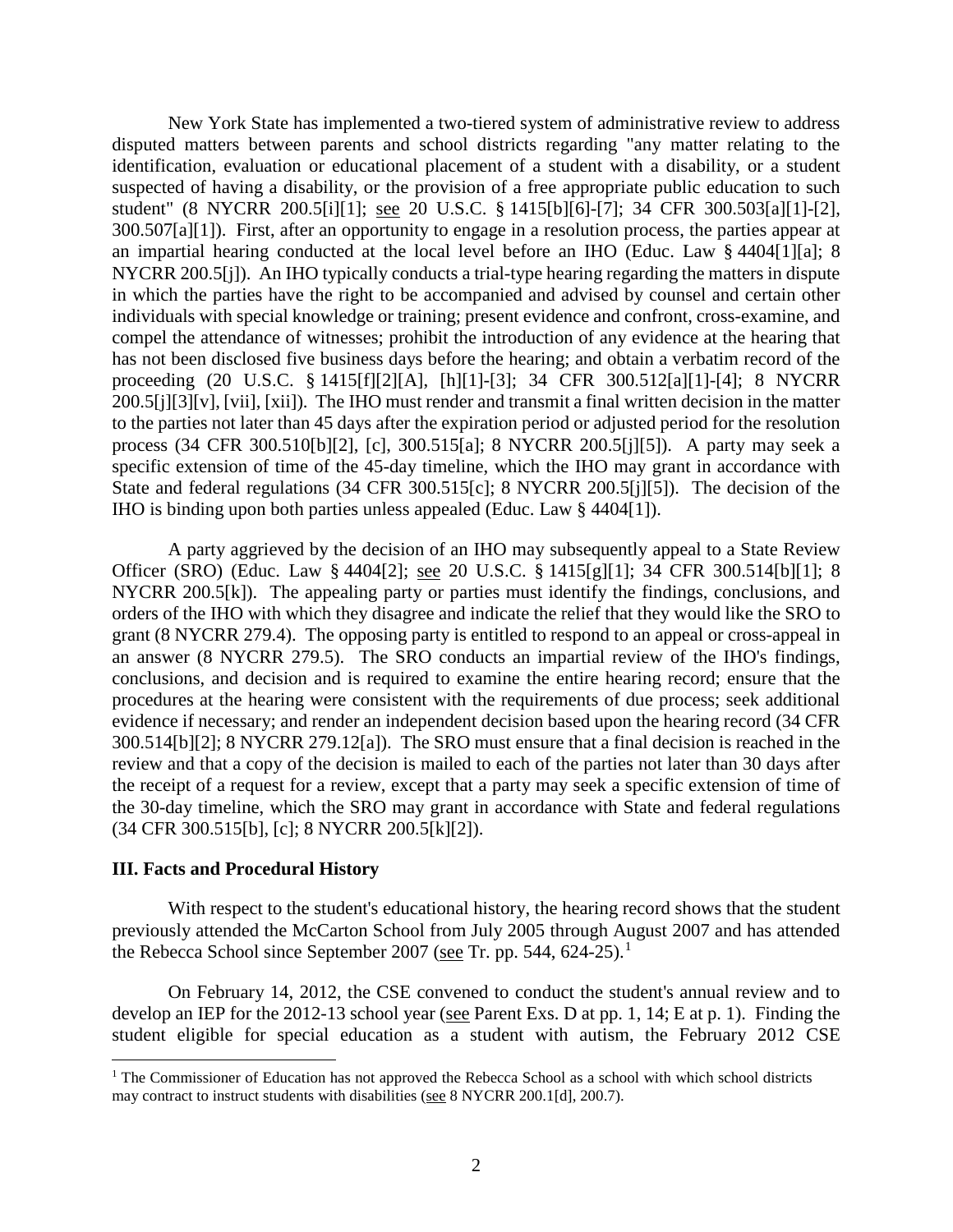New York State has implemented a two-tiered system of administrative review to address disputed matters between parents and school districts regarding "any matter relating to the identification, evaluation or educational placement of a student with a disability, or a student suspected of having a disability, or the provision of a free appropriate public education to such student" (8 NYCRR 200.5[i][1]; see 20 U.S.C. § 1415[b][6]-[7]; 34 CFR 300.503[a][1]-[2], 300.507[a][1]). First, after an opportunity to engage in a resolution process, the parties appear at an impartial hearing conducted at the local level before an IHO (Educ. Law § 4404[1][a]; 8 NYCRR 200.5[j]). An IHO typically conducts a trial-type hearing regarding the matters in dispute in which the parties have the right to be accompanied and advised by counsel and certain other individuals with special knowledge or training; present evidence and confront, cross-examine, and compel the attendance of witnesses; prohibit the introduction of any evidence at the hearing that has not been disclosed five business days before the hearing; and obtain a verbatim record of the proceeding (20 U.S.C. § 1415[f][2][A], [h][1]-[3]; 34 CFR 300.512[a][1]-[4]; 8 NYCRR 200.5[j][3][v], [vii], [xii]). The IHO must render and transmit a final written decision in the matter to the parties not later than 45 days after the expiration period or adjusted period for the resolution process (34 CFR 300.510[b][2], [c], 300.515[a]; 8 NYCRR 200.5[j][5]). A party may seek a specific extension of time of the 45-day timeline, which the IHO may grant in accordance with State and federal regulations (34 CFR 300.515[c]; 8 NYCRR 200.5[j][5]). The decision of the IHO is binding upon both parties unless appealed (Educ. Law § 4404[1]).

A party aggrieved by the decision of an IHO may subsequently appeal to a State Review Officer (SRO) (Educ. Law § 4404[2]; see 20 U.S.C. § 1415[g][1]; 34 CFR 300.514[b][1]; 8 NYCRR 200.5[k]). The appealing party or parties must identify the findings, conclusions, and orders of the IHO with which they disagree and indicate the relief that they would like the SRO to grant (8 NYCRR 279.4). The opposing party is entitled to respond to an appeal or cross-appeal in an answer (8 NYCRR 279.5). The SRO conducts an impartial review of the IHO's findings, conclusions, and decision and is required to examine the entire hearing record; ensure that the procedures at the hearing were consistent with the requirements of due process; seek additional evidence if necessary; and render an independent decision based upon the hearing record (34 CFR 300.514[b][2]; 8 NYCRR 279.12[a]). The SRO must ensure that a final decision is reached in the review and that a copy of the decision is mailed to each of the parties not later than 30 days after the receipt of a request for a review, except that a party may seek a specific extension of time of the 30-day timeline, which the SRO may grant in accordance with State and federal regulations (34 CFR 300.515[b], [c]; 8 NYCRR 200.5[k][2]).

## III. Facts and Procedural History

With respect to the student's educational history, the hearing record shows that the student previously attended the McCarton School from July 2005 through August 2007 and has attended the Rebecca School since September 2007 (see Tr. pp. 544, 624-25).[1]

On February 14, 2012, the CSE convened to conduct the student's annual review and to develop an IEP for the 2012-13 school year (see Parent Exs. D at pp. 1, 14; E at p. 1). Finding the student eligible for special education as a student with autism, the February 2012 CSE

[1] The Commissioner of Education has not approved the Rebecca School as a school with which school districts may contract to instruct students with disabilities (see 8 NYCRR 200.1[d], 200.7).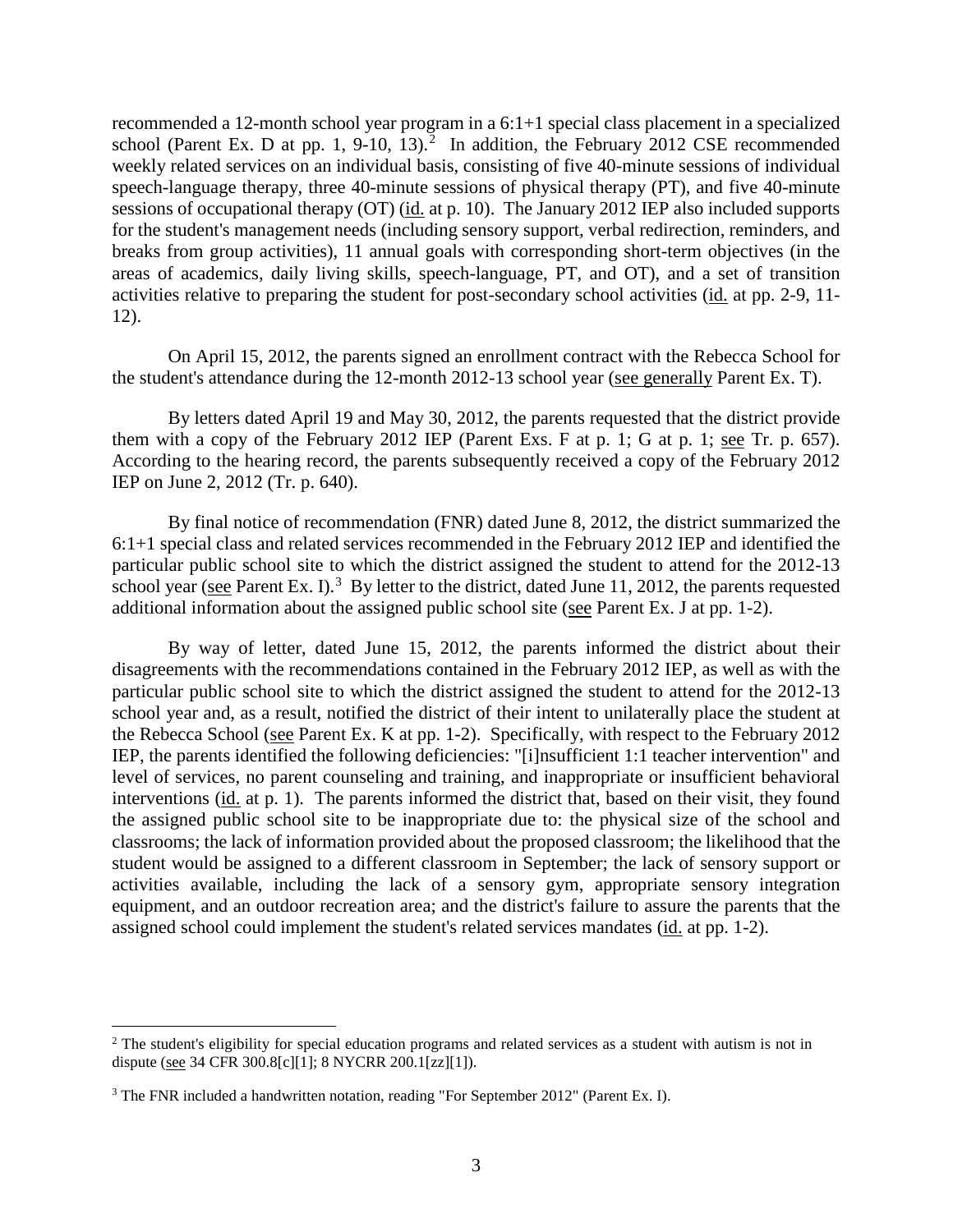recommended a 12-month school year program in a 6:1+1 special class placement in a specialized school (Parent Ex. D at pp. 1, 9-10, 13).[2] In addition, the February 2012 CSE recommended weekly related services on an individual basis, consisting of five 40-minute sessions of individual speech-language therapy, three 40-minute sessions of physical therapy (PT), and five 40-minute sessions of occupational therapy (OT) (id. at p. 10). The January 2012 IEP also included supports for the student's management needs (including sensory support, verbal redirection, reminders, and breaks from group activities), 11 annual goals with corresponding short-term objectives (in the areas of academics, daily living skills, speech-language, PT, and OT), and a set of transition activities relative to preparing the student for post-secondary school activities (id. at pp. 2-9, 11-12).

On April 15, 2012, the parents signed an enrollment contract with the Rebecca School for the student's attendance during the 12-month 2012-13 school year (see generally Parent Ex. T).

By letters dated April 19 and May 30, 2012, the parents requested that the district provide them with a copy of the February 2012 IEP (Parent Exs. F at p. 1; G at p. 1; see Tr. p. 657). According to the hearing record, the parents subsequently received a copy of the February 2012 IEP on June 2, 2012 (Tr. p. 640).

By final notice of recommendation (FNR) dated June 8, 2012, the district summarized the 6:1+1 special class and related services recommended in the February 2012 IEP and identified the particular public school site to which the district assigned the student to attend for the 2012-13 school year (see Parent Ex. I).[3] By letter to the district, dated June 11, 2012, the parents requested additional information about the assigned public school site (see Parent Ex. J at pp. 1-2).

By way of letter, dated June 15, 2012, the parents informed the district about their disagreements with the recommendations contained in the February 2012 IEP, as well as with the particular public school site to which the district assigned the student to attend for the 2012-13 school year and, as a result, notified the district of their intent to unilaterally place the student at the Rebecca School (see Parent Ex. K at pp. 1-2). Specifically, with respect to the February 2012 IEP, the parents identified the following deficiencies: "[i]nsufficient 1:1 teacher intervention" and level of services, no parent counseling and training, and inappropriate or insufficient behavioral interventions (id. at p. 1). The parents informed the district that, based on their visit, they found the assigned public school site to be inappropriate due to: the physical size of the school and classrooms; the lack of information provided about the proposed classroom; the likelihood that the student would be assigned to a different classroom in September; the lack of sensory support or activities available, including the lack of a sensory gym, appropriate sensory integration equipment, and an outdoor recreation area; and the district's failure to assure the parents that the assigned school could implement the student's related services mandates (id. at pp. 1-2).

---

[2] The student's eligibility for special education programs and related services as a student with autism is not in dispute (see 34 CFR 300.8[c][1]; 8 NYCRR 200.1[zz][1]).

[3] The FNR included a handwritten notation, reading "For September 2012" (Parent Ex. I).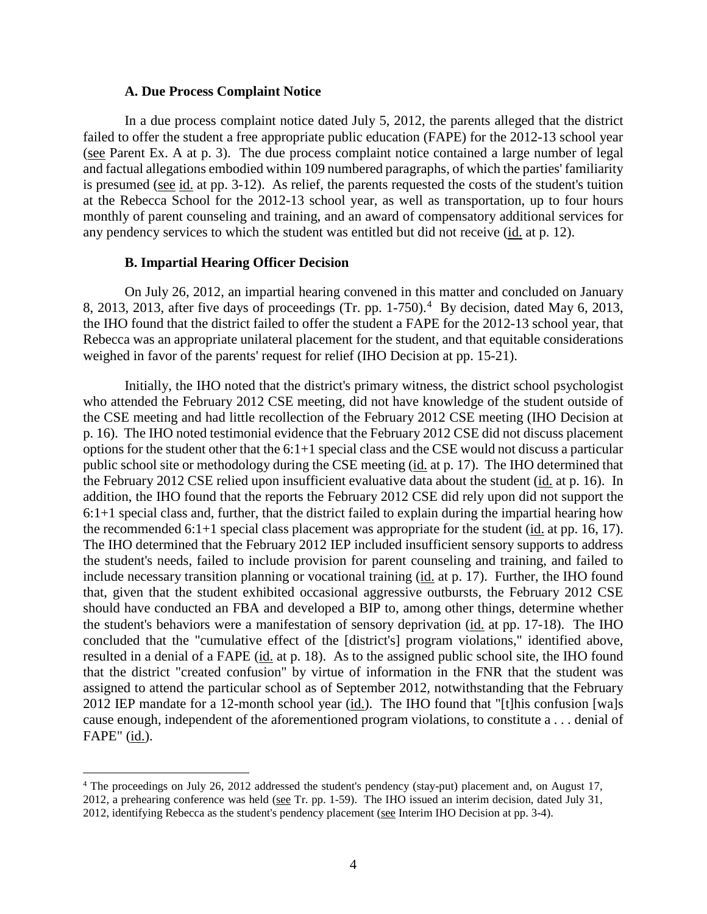### A. Due Process Complaint Notice

In a due process complaint notice dated July 5, 2012, the parents alleged that the district failed to offer the student a free appropriate public education (FAPE) for the 2012-13 school year (see Parent Ex. A at p. 3). The due process complaint notice contained a large number of legal and factual allegations embodied within 109 numbered paragraphs, of which the parties' familiarity is presumed (see id. at pp. 3-12). As relief, the parents requested the costs of the student's tuition at the Rebecca School for the 2012-13 school year, as well as transportation, up to four hours monthly of parent counseling and training, and an award of compensatory additional services for any pendency services to which the student was entitled but did not receive (id. at p. 12).

### B. Impartial Hearing Officer Decision

On July 26, 2012, an impartial hearing convened in this matter and concluded on January 8, 2013, 2013, after five days of proceedings (Tr. pp. 1-750).[4] By decision, dated May 6, 2013, the IHO found that the district failed to offer the student a FAPE for the 2012-13 school year, that Rebecca was an appropriate unilateral placement for the student, and that equitable considerations weighed in favor of the parents' request for relief (IHO Decision at pp. 15-21).

Initially, the IHO noted that the district's primary witness, the district school psychologist who attended the February 2012 CSE meeting, did not have knowledge of the student outside of the CSE meeting and had little recollection of the February 2012 CSE meeting (IHO Decision at p. 16). The IHO noted testimonial evidence that the February 2012 CSE did not discuss placement options for the student other that the 6:1+1 special class and the CSE would not discuss a particular public school site or methodology during the CSE meeting (id. at p. 17). The IHO determined that the February 2012 CSE relied upon insufficient evaluative data about the student (id. at p. 16). In addition, the IHO found that the reports the February 2012 CSE did rely upon did not support the 6:1+1 special class and, further, that the district failed to explain during the impartial hearing how the recommended 6:1+1 special class placement was appropriate for the student (id. at pp. 16, 17). The IHO determined that the February 2012 IEP included insufficient sensory supports to address the student's needs, failed to include provision for parent counseling and training, and failed to include necessary transition planning or vocational training (id. at p. 17). Further, the IHO found that, given that the student exhibited occasional aggressive outbursts, the February 2012 CSE should have conducted an FBA and developed a BIP to, among other things, determine whether the student's behaviors were a manifestation of sensory deprivation (id. at pp. 17-18). The IHO concluded that the "cumulative effect of the [district's] program violations," identified above, resulted in a denial of a FAPE (id. at p. 18). As to the assigned public school site, the IHO found that the district "created confusion" by virtue of information in the FNR that the student was assigned to attend the particular school as of September 2012, notwithstanding that the February 2012 IEP mandate for a 12-month school year (id.). The IHO found that "[t]his confusion [wa]s cause enough, independent of the aforementioned program violations, to constitute a . . . denial of FAPE" (id.).

[4] The proceedings on July 26, 2012 addressed the student's pendency (stay-put) placement and, on August 17, 2012, a prehearing conference was held (see Tr. pp. 1-59). The IHO issued an interim decision, dated July 31, 2012, identifying Rebecca as the student's pendency placement (see Interim IHO Decision at pp. 3-4).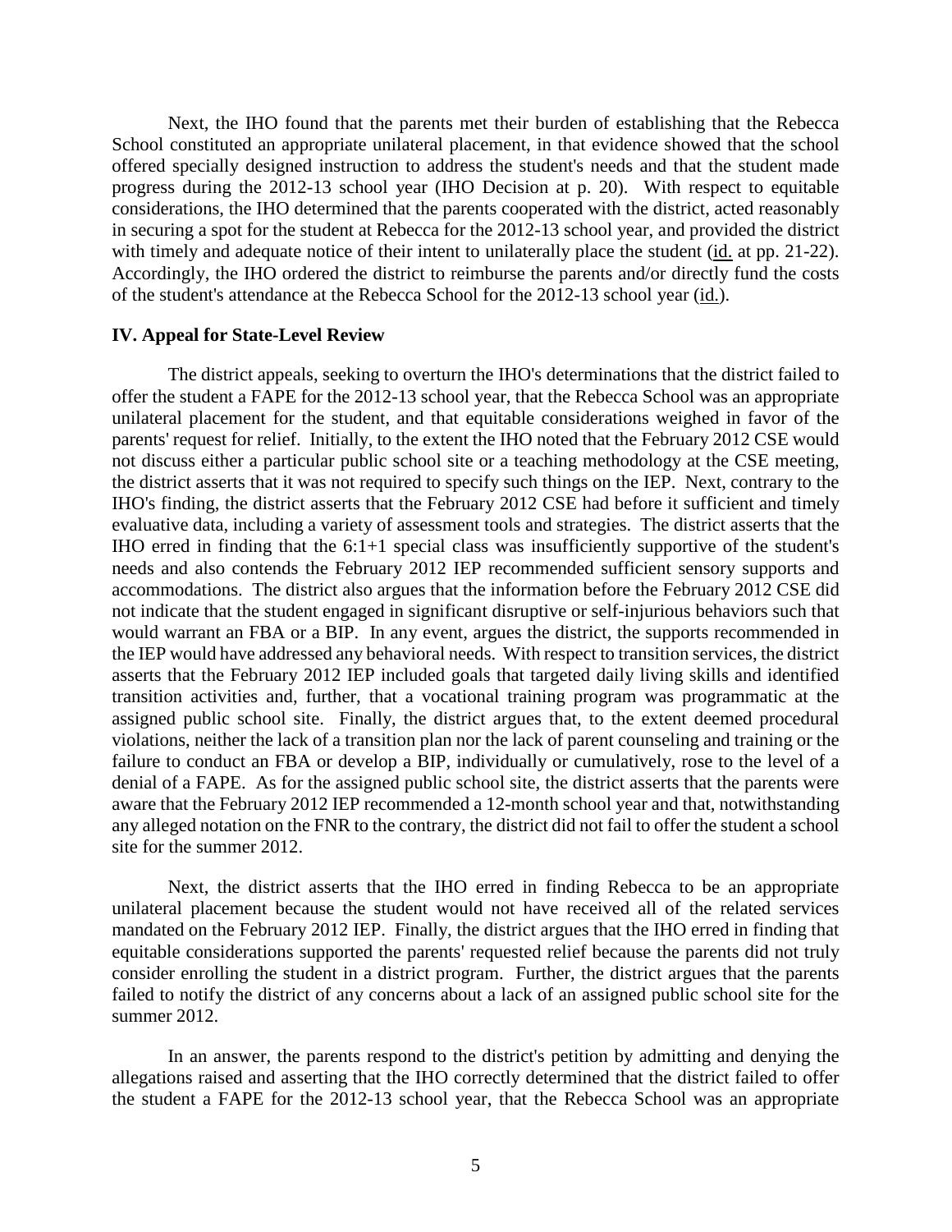Next, the IHO found that the parents met their burden of establishing that the Rebecca School constituted an appropriate unilateral placement, in that evidence showed that the school offered specially designed instruction to address the student's needs and that the student made progress during the 2012-13 school year (IHO Decision at p. 20). With respect to equitable considerations, the IHO determined that the parents cooperated with the district, acted reasonably in securing a spot for the student at Rebecca for the 2012-13 school year, and provided the district with timely and adequate notice of their intent to unilaterally place the student (id. at pp. 21-22). Accordingly, the IHO ordered the district to reimburse the parents and/or directly fund the costs of the student's attendance at the Rebecca School for the 2012-13 school year (id.).

## IV. Appeal for State-Level Review

The district appeals, seeking to overturn the IHO's determinations that the district failed to offer the student a FAPE for the 2012-13 school year, that the Rebecca School was an appropriate unilateral placement for the student, and that equitable considerations weighed in favor of the parents' request for relief. Initially, to the extent the IHO noted that the February 2012 CSE would not discuss either a particular public school site or a teaching methodology at the CSE meeting, the district asserts that it was not required to specify such things on the IEP. Next, contrary to the IHO's finding, the district asserts that the February 2012 CSE had before it sufficient and timely evaluative data, including a variety of assessment tools and strategies. The district asserts that the IHO erred in finding that the 6:1+1 special class was insufficiently supportive of the student's needs and also contends the February 2012 IEP recommended sufficient sensory supports and accommodations. The district also argues that the information before the February 2012 CSE did not indicate that the student engaged in significant disruptive or self-injurious behaviors such that would warrant an FBA or a BIP. In any event, argues the district, the supports recommended in the IEP would have addressed any behavioral needs. With respect to transition services, the district asserts that the February 2012 IEP included goals that targeted daily living skills and identified transition activities and, further, that a vocational training program was programmatic at the assigned public school site. Finally, the district argues that, to the extent deemed procedural violations, neither the lack of a transition plan nor the lack of parent counseling and training or the failure to conduct an FBA or develop a BIP, individually or cumulatively, rose to the level of a denial of a FAPE. As for the assigned public school site, the district asserts that the parents were aware that the February 2012 IEP recommended a 12-month school year and that, notwithstanding any alleged notation on the FNR to the contrary, the district did not fail to offer the student a school site for the summer 2012.

Next, the district asserts that the IHO erred in finding Rebecca to be an appropriate unilateral placement because the student would not have received all of the related services mandated on the February 2012 IEP. Finally, the district argues that the IHO erred in finding that equitable considerations supported the parents' requested relief because the parents did not truly consider enrolling the student in a district program. Further, the district argues that the parents failed to notify the district of any concerns about a lack of an assigned public school site for the summer 2012.

In an answer, the parents respond to the district's petition by admitting and denying the allegations raised and asserting that the IHO correctly determined that the district failed to offer the student a FAPE for the 2012-13 school year, that the Rebecca School was an appropriate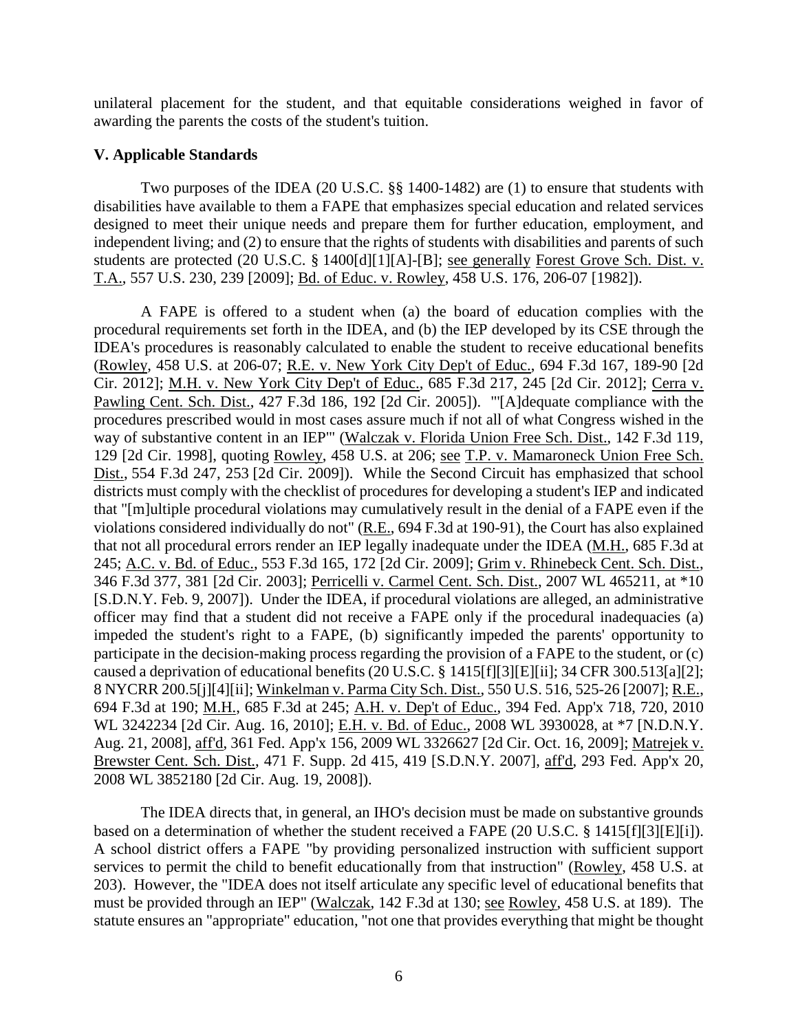unilateral placement for the student, and that equitable considerations weighed in favor of awarding the parents the costs of the student's tuition.

## V. Applicable Standards

Two purposes of the IDEA (20 U.S.C. §§ 1400-1482) are (1) to ensure that students with disabilities have available to them a FAPE that emphasizes special education and related services designed to meet their unique needs and prepare them for further education, employment, and independent living; and (2) to ensure that the rights of students with disabilities and parents of such students are protected (20 U.S.C. § 1400[d][1][A]-[B]; see generally Forest Grove Sch. Dist. v. T.A., 557 U.S. 230, 239 [2009]; Bd. of Educ. v. Rowley, 458 U.S. 176, 206-07 [1982]).

A FAPE is offered to a student when (a) the board of education complies with the procedural requirements set forth in the IDEA, and (b) the IEP developed by its CSE through the IDEA's procedures is reasonably calculated to enable the student to receive educational benefits (Rowley, 458 U.S. at 206-07; R.E. v. New York City Dep't of Educ., 694 F.3d 167, 189-90 [2d Cir. 2012]; M.H. v. New York City Dep't of Educ., 685 F.3d 217, 245 [2d Cir. 2012]; Cerra v. Pawling Cent. Sch. Dist., 427 F.3d 186, 192 [2d Cir. 2005]). "'[A]dequate compliance with the procedures prescribed would in most cases assure much if not all of what Congress wished in the way of substantive content in an IEP'" (Walczak v. Florida Union Free Sch. Dist., 142 F.3d 119, 129 [2d Cir. 1998], quoting Rowley, 458 U.S. at 206; see T.P. v. Mamaroneck Union Free Sch. Dist., 554 F.3d 247, 253 [2d Cir. 2009]). While the Second Circuit has emphasized that school districts must comply with the checklist of procedures for developing a student's IEP and indicated that "[m]ultiple procedural violations may cumulatively result in the denial of a FAPE even if the violations considered individually do not" (R.E., 694 F.3d at 190-91), the Court has also explained that not all procedural errors render an IEP legally inadequate under the IDEA (M.H., 685 F.3d at 245; A.C. v. Bd. of Educ., 553 F.3d 165, 172 [2d Cir. 2009]; Grim v. Rhinebeck Cent. Sch. Dist., 346 F.3d 377, 381 [2d Cir. 2003]; Perricelli v. Carmel Cent. Sch. Dist., 2007 WL 465211, at *10 [S.D.N.Y. Feb. 9, 2007]). Under the IDEA, if procedural violations are alleged, an administrative officer may find that a student did not receive a FAPE only if the procedural inadequacies (a) impeded the student's right to a FAPE, (b) significantly impeded the parents' opportunity to participate in the decision-making process regarding the provision of a FAPE to the student, or (c) caused a deprivation of educational benefits (20 U.S.C. § 1415[f][3][E][ii]; 34 CFR 300.513[a][2]; 8 NYCRR 200.5[j][4][ii]; Winkelman v. Parma City Sch. Dist., 550 U.S. 516, 525-26 [2007]; R.E., 694 F.3d at 190; M.H., 685 F.3d at 245; A.H. v. Dep't of Educ., 394 Fed. App'x 718, 720, 2010 WL 3242234 [2d Cir. Aug. 16, 2010]; E.H. v. Bd. of Educ., 2008 WL 3930028, at *7 [N.D.N.Y. Aug. 21, 2008], aff'd, 361 Fed. App'x 156, 2009 WL 3326627 [2d Cir. Oct. 16, 2009]; Matrejek v. Brewster Cent. Sch. Dist., 471 F. Supp. 2d 415, 419 [S.D.N.Y. 2007], aff'd, 293 Fed. App'x 20, 2008 WL 3852180 [2d Cir. Aug. 19, 2008]).

The IDEA directs that, in general, an IHO's decision must be made on substantive grounds based on a determination of whether the student received a FAPE (20 U.S.C. § 1415[f][3][E][i]). A school district offers a FAPE "by providing personalized instruction with sufficient support services to permit the child to benefit educationally from that instruction" (Rowley, 458 U.S. at 203). However, the "IDEA does not itself articulate any specific level of educational benefits that must be provided through an IEP" (Walczak, 142 F.3d at 130; see Rowley, 458 U.S. at 189). The statute ensures an "appropriate" education, "not one that provides everything that might be thought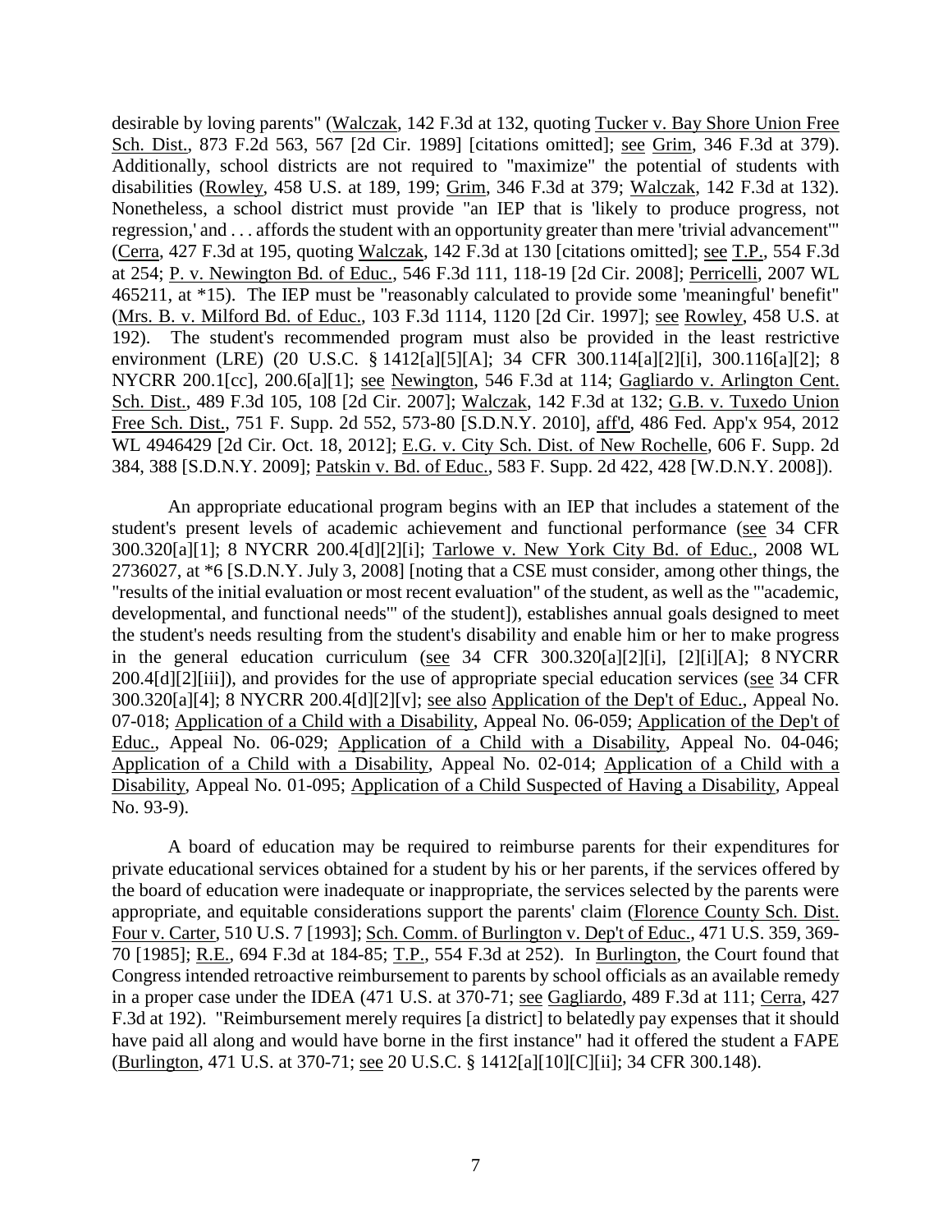desirable by loving parents" (Walczak, 142 F.3d at 132, quoting Tucker v. Bay Shore Union Free Sch. Dist., 873 F.2d 563, 567 [2d Cir. 1989] [citations omitted]; see Grim, 346 F.3d at 379). Additionally, school districts are not required to "maximize" the potential of students with disabilities (Rowley, 458 U.S. at 189, 199; Grim, 346 F.3d at 379; Walczak, 142 F.3d at 132). Nonetheless, a school district must provide "an IEP that is 'likely to produce progress, not regression,' and . . . affords the student with an opportunity greater than mere 'trivial advancement'" (Cerra, 427 F.3d at 195, quoting Walczak, 142 F.3d at 130 [citations omitted]; see T.P., 554 F.3d at 254; P. v. Newington Bd. of Educ., 546 F.3d 111, 118-19 [2d Cir. 2008]; Perricelli, 2007 WL 465211, at *15). The IEP must be "reasonably calculated to provide some 'meaningful' benefit" (Mrs. B. v. Milford Bd. of Educ., 103 F.3d 1114, 1120 [2d Cir. 1997]; see Rowley, 458 U.S. at 192). The student's recommended program must also be provided in the least restrictive environment (LRE) (20 U.S.C. § 1412[a][5][A]; 34 CFR 300.114[a][2][i], 300.116[a][2]; 8 NYCRR 200.1[cc], 200.6[a][1]; see Newington, 546 F.3d at 114; Gagliardo v. Arlington Cent. Sch. Dist., 489 F.3d 105, 108 [2d Cir. 2007]; Walczak, 142 F.3d at 132; G.B. v. Tuxedo Union Free Sch. Dist., 751 F. Supp. 2d 552, 573-80 [S.D.N.Y. 2010], aff'd, 486 Fed. App'x 954, 2012 WL 4946429 [2d Cir. Oct. 18, 2012]; E.G. v. City Sch. Dist. of New Rochelle, 606 F. Supp. 2d 384, 388 [S.D.N.Y. 2009]; Patskin v. Bd. of Educ., 583 F. Supp. 2d 422, 428 [W.D.N.Y. 2008]).

An appropriate educational program begins with an IEP that includes a statement of the student's present levels of academic achievement and functional performance (see 34 CFR 300.320[a][1]; 8 NYCRR 200.4[d][2][i]; Tarlowe v. New York City Bd. of Educ., 2008 WL 2736027, at *6 [S.D.N.Y. July 3, 2008] [noting that a CSE must consider, among other things, the "results of the initial evaluation or most recent evaluation" of the student, as well as the "'academic, developmental, and functional needs'" of the student]), establishes annual goals designed to meet the student's needs resulting from the student's disability and enable him or her to make progress in the general education curriculum (see 34 CFR 300.320[a][2][i], [2][i][A]; 8 NYCRR 200.4[d][2][iii]), and provides for the use of appropriate special education services (see 34 CFR 300.320[a][4]; 8 NYCRR 200.4[d][2][v]; see also Application of the Dep't of Educ., Appeal No. 07-018; Application of a Child with a Disability, Appeal No. 06-059; Application of the Dep't of Educ., Appeal No. 06-029; Application of a Child with a Disability, Appeal No. 04-046; Application of a Child with a Disability, Appeal No. 02-014; Application of a Child with a Disability, Appeal No. 01-095; Application of a Child Suspected of Having a Disability, Appeal No. 93-9).

A board of education may be required to reimburse parents for their expenditures for private educational services obtained for a student by his or her parents, if the services offered by the board of education were inadequate or inappropriate, the services selected by the parents were appropriate, and equitable considerations support the parents' claim (Florence County Sch. Dist. Four v. Carter, 510 U.S. 7 [1993]; Sch. Comm. of Burlington v. Dep't of Educ., 471 U.S. 359, 369-70 [1985]; R.E., 694 F.3d at 184-85; T.P., 554 F.3d at 252). In Burlington, the Court found that Congress intended retroactive reimbursement to parents by school officials as an available remedy in a proper case under the IDEA (471 U.S. at 370-71; see Gagliardo, 489 F.3d at 111; Cerra, 427 F.3d at 192). "Reimbursement merely requires [a district] to belatedly pay expenses that it should have paid all along and would have borne in the first instance" had it offered the student a FAPE (Burlington, 471 U.S. at 370-71; see 20 U.S.C. § 1412[a][10][C][ii]; 34 CFR 300.148).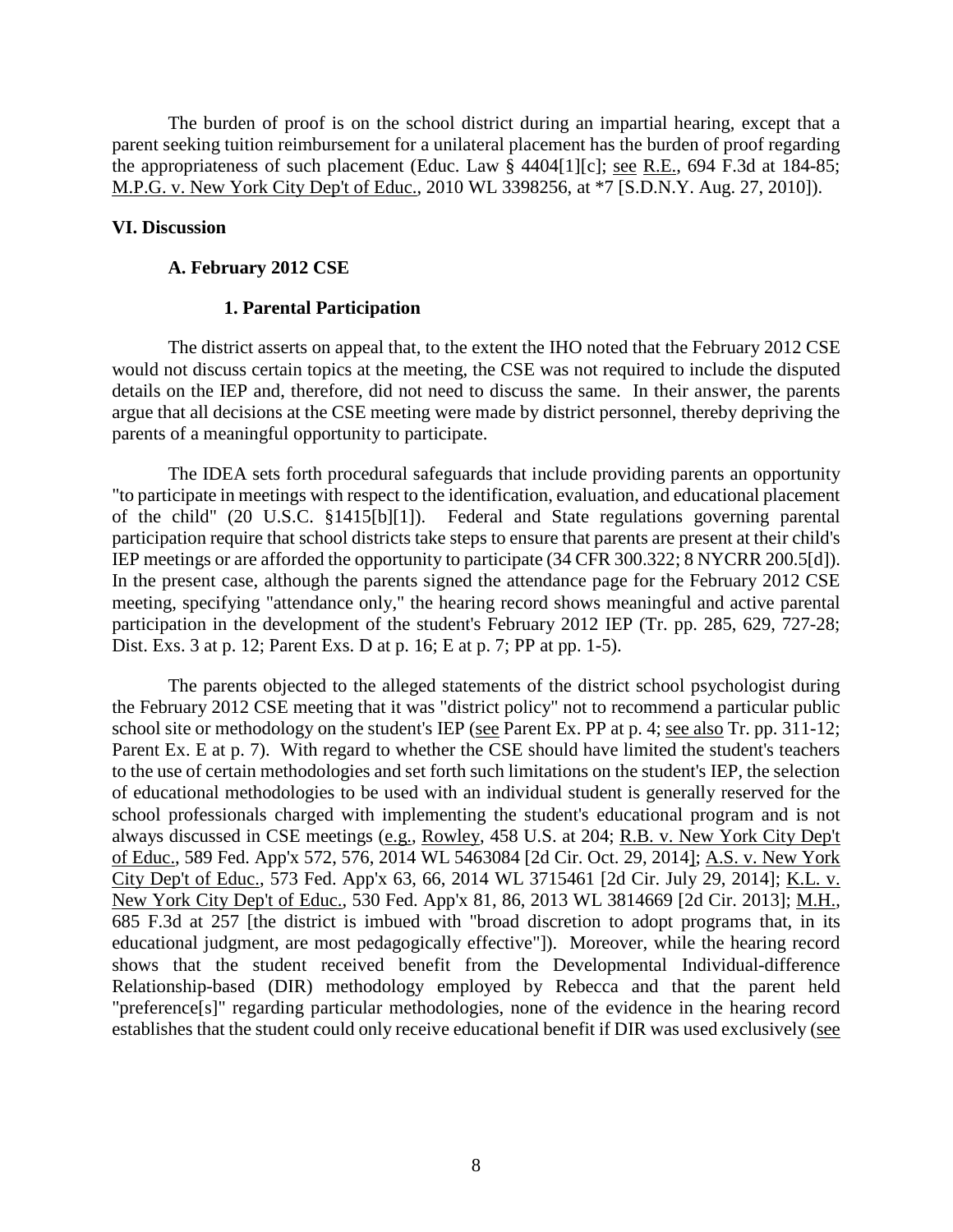The burden of proof is on the school district during an impartial hearing, except that a parent seeking tuition reimbursement for a unilateral placement has the burden of proof regarding the appropriateness of such placement (Educ. Law § 4404[1][c]; see R.E., 694 F.3d at 184-85; M.P.G. v. New York City Dep't of Educ., 2010 WL 3398256, at *7 [S.D.N.Y. Aug. 27, 2010]).

## VI. Discussion

### A. February 2012 CSE

#### 1. Parental Participation

The district asserts on appeal that, to the extent the IHO noted that the February 2012 CSE would not discuss certain topics at the meeting, the CSE was not required to include the disputed details on the IEP and, therefore, did not need to discuss the same. In their answer, the parents argue that all decisions at the CSE meeting were made by district personnel, thereby depriving the parents of a meaningful opportunity to participate.

The IDEA sets forth procedural safeguards that include providing parents an opportunity "to participate in meetings with respect to the identification, evaluation, and educational placement of the child" (20 U.S.C. §1415[b][1]). Federal and State regulations governing parental participation require that school districts take steps to ensure that parents are present at their child's IEP meetings or are afforded the opportunity to participate (34 CFR 300.322; 8 NYCRR 200.5[d]). In the present case, although the parents signed the attendance page for the February 2012 CSE meeting, specifying "attendance only," the hearing record shows meaningful and active parental participation in the development of the student's February 2012 IEP (Tr. pp. 285, 629, 727-28; Dist. Exs. 3 at p. 12; Parent Exs. D at p. 16; E at p. 7; PP at pp. 1-5).

The parents objected to the alleged statements of the district school psychologist during the February 2012 CSE meeting that it was "district policy" not to recommend a particular public school site or methodology on the student's IEP (see Parent Ex. PP at p. 4; see also Tr. pp. 311-12; Parent Ex. E at p. 7). With regard to whether the CSE should have limited the student's teachers to the use of certain methodologies and set forth such limitations on the student's IEP, the selection of educational methodologies to be used with an individual student is generally reserved for the school professionals charged with implementing the student's educational program and is not always discussed in CSE meetings (e.g., Rowley, 458 U.S. at 204; R.B. v. New York City Dep't of Educ., 589 Fed. App'x 572, 576, 2014 WL 5463084 [2d Cir. Oct. 29, 2014]; A.S. v. New York City Dep't of Educ., 573 Fed. App'x 63, 66, 2014 WL 3715461 [2d Cir. July 29, 2014]; K.L. v. New York City Dep't of Educ., 530 Fed. App'x 81, 86, 2013 WL 3814669 [2d Cir. 2013]; M.H., 685 F.3d at 257 [the district is imbued with "broad discretion to adopt programs that, in its educational judgment, are most pedagogically effective"]). Moreover, while the hearing record shows that the student received benefit from the Developmental Individual-difference Relationship-based (DIR) methodology employed by Rebecca and that the parent held "preference[s]" regarding particular methodologies, none of the evidence in the hearing record establishes that the student could only receive educational benefit if DIR was used exclusively (see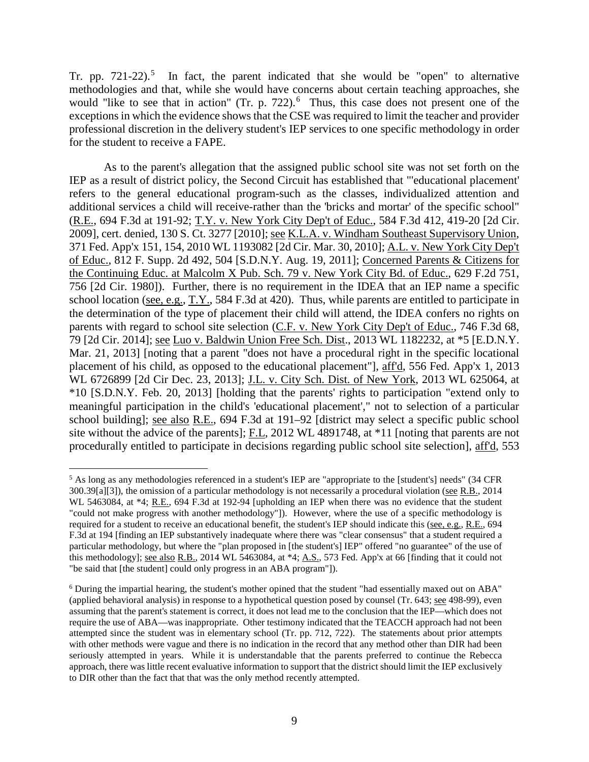Tr. pp. 721-22).[5] In fact, the parent indicated that she would be "open" to alternative methodologies and that, while she would have concerns about certain teaching approaches, she would "like to see that in action" (Tr. p. 722).[6] Thus, this case does not present one of the exceptions in which the evidence shows that the CSE was required to limit the teacher and provider professional discretion in the delivery student's IEP services to one specific methodology in order for the student to receive a FAPE.

As to the parent's allegation that the assigned public school site was not set forth on the IEP as a result of district policy, the Second Circuit has established that "'educational placement' refers to the general educational program-such as the classes, individualized attention and additional services a child will receive-rather than the 'bricks and mortar' of the specific school" (R.E., 694 F.3d at 191-92; T.Y. v. New York City Dep't of Educ., 584 F.3d 412, 419-20 [2d Cir. 2009], cert. denied, 130 S. Ct. 3277 [2010]; see K.L.A. v. Windham Southeast Supervisory Union, 371 Fed. App'x 151, 154, 2010 WL 1193082 [2d Cir. Mar. 30, 2010]; A.L. v. New York City Dep't of Educ., 812 F. Supp. 2d 492, 504 [S.D.N.Y. Aug. 19, 2011]; Concerned Parents & Citizens for the Continuing Educ. at Malcolm X Pub. Sch. 79 v. New York City Bd. of Educ., 629 F.2d 751, 756 [2d Cir. 1980]). Further, there is no requirement in the IDEA that an IEP name a specific school location (see, e.g., T.Y., 584 F.3d at 420). Thus, while parents are entitled to participate in the determination of the type of placement their child will attend, the IDEA confers no rights on parents with regard to school site selection (C.F. v. New York City Dep't of Educ., 746 F.3d 68, 79 [2d Cir. 2014]; see Luo v. Baldwin Union Free Sch. Dist., 2013 WL 1182232, at *5 [E.D.N.Y. Mar. 21, 2013] [noting that a parent "does not have a procedural right in the specific locational placement of his child, as opposed to the educational placement"], aff'd, 556 Fed. App'x 1, 2013 WL 6726899 [2d Cir Dec. 23, 2013]; J.L. v. City Sch. Dist. of New York, 2013 WL 625064, at *10 [S.D.N.Y. Feb. 20, 2013] [holding that the parents' rights to participation "extend only to meaningful participation in the child's 'educational placement'," not to selection of a particular school building]; see also R.E., 694 F.3d at 191–92 [district may select a specific public school site without the advice of the parents]; F.L, 2012 WL 4891748, at *11 [noting that parents are not procedurally entitled to participate in decisions regarding public school site selection], aff'd, 553

---

[5] As long as any methodologies referenced in a student's IEP are "appropriate to the [student's] needs" (34 CFR 300.39[a][3]), the omission of a particular methodology is not necessarily a procedural violation (see R.B., 2014 WL 5463084, at *4; R.E., 694 F.3d at 192-94 [upholding an IEP when there was no evidence that the student "could not make progress with another methodology"]). However, where the use of a specific methodology is required for a student to receive an educational benefit, the student's IEP should indicate this (see, e.g., R.E., 694 F.3d at 194 [finding an IEP substantively inadequate where there was "clear consensus" that a student required a particular methodology, but where the "plan proposed in [the student's] IEP" offered "no guarantee" of the use of this methodology]; see also R.B., 2014 WL 5463084, at *4; A.S., 573 Fed. App'x at 66 [finding that it could not "be said that [the student] could only progress in an ABA program"]).

[6] During the impartial hearing, the student's mother opined that the student "had essentially maxed out on ABA" (applied behavioral analysis) in response to a hypothetical question posed by counsel (Tr. 643; see 498-99), even assuming that the parent's statement is correct, it does not lead me to the conclusion that the IEP—which does not require the use of ABA—was inappropriate. Other testimony indicated that the TEACCH approach had not been attempted since the student was in elementary school (Tr. pp. 712, 722). The statements about prior attempts with other methods were vague and there is no indication in the record that any method other than DIR had been seriously attempted in years. While it is understandable that the parents preferred to continue the Rebecca approach, there was little recent evaluative information to support that the district should limit the IEP exclusively to DIR other than the fact that that was the only method recently attempted.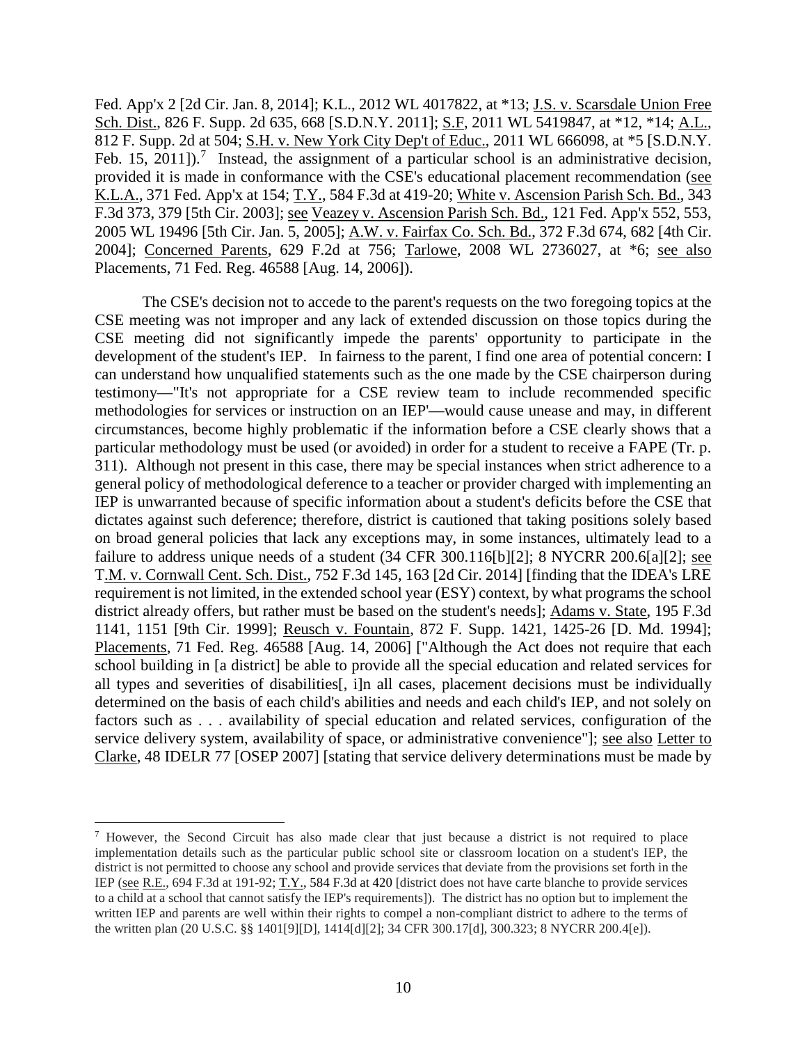Fed. App'x 2 [2d Cir. Jan. 8, 2014]; K.L., 2012 WL 4017822, at *13; J.S. v. Scarsdale Union Free Sch. Dist., 826 F. Supp. 2d 635, 668 [S.D.N.Y. 2011]; S.F, 2011 WL 5419847, at *12, *14; A.L., 812 F. Supp. 2d at 504; S.H. v. New York City Dep't of Educ., 2011 WL 666098, at *5 [S.D.N.Y. Feb. 15, 2011]).[7] Instead, the assignment of a particular school is an administrative decision, provided it is made in conformance with the CSE's educational placement recommendation (see K.L.A., 371 Fed. App'x at 154; T.Y., 584 F.3d at 419-20; White v. Ascension Parish Sch. Bd., 343 F.3d 373, 379 [5th Cir. 2003]; see Veazey v. Ascension Parish Sch. Bd., 121 Fed. App'x 552, 553, 2005 WL 19496 [5th Cir. Jan. 5, 2005]; A.W. v. Fairfax Co. Sch. Bd., 372 F.3d 674, 682 [4th Cir. 2004]; Concerned Parents, 629 F.2d at 756; Tarlowe, 2008 WL 2736027, at *6; see also Placements, 71 Fed. Reg. 46588 [Aug. 14, 2006]).

The CSE's decision not to accede to the parent's requests on the two foregoing topics at the CSE meeting was not improper and any lack of extended discussion on those topics during the CSE meeting did not significantly impede the parents' opportunity to participate in the development of the student's IEP. In fairness to the parent, I find one area of potential concern: I can understand how unqualified statements such as the one made by the CSE chairperson during testimony—"It's not appropriate for a CSE review team to include recommended specific methodologies for services or instruction on an IEP'—would cause unease and may, in different circumstances, become highly problematic if the information before a CSE clearly shows that a particular methodology must be used (or avoided) in order for a student to receive a FAPE (Tr. p. 311). Although not present in this case, there may be special instances when strict adherence to a general policy of methodological deference to a teacher or provider charged with implementing an IEP is unwarranted because of specific information about a student's deficits before the CSE that dictates against such deference; therefore, district is cautioned that taking positions solely based on broad general policies that lack any exceptions may, in some instances, ultimately lead to a failure to address unique needs of a student (34 CFR 300.116[b][2]; 8 NYCRR 200.6[a][2]; see T.M. v. Cornwall Cent. Sch. Dist., 752 F.3d 145, 163 [2d Cir. 2014] [finding that the IDEA's LRE requirement is not limited, in the extended school year (ESY) context, by what programs the school district already offers, but rather must be based on the student's needs]; Adams v. State, 195 F.3d 1141, 1151 [9th Cir. 1999]; Reusch v. Fountain, 872 F. Supp. 1421, 1425-26 [D. Md. 1994]; Placements, 71 Fed. Reg. 46588 [Aug. 14, 2006] ["Although the Act does not require that each school building in [a district] be able to provide all the special education and related services for all types and severities of disabilities[, i]n all cases, placement decisions must be individually determined on the basis of each child's abilities and needs and each child's IEP, and not solely on factors such as . . . availability of special education and related services, configuration of the service delivery system, availability of space, or administrative convenience"]; see also Letter to Clarke, 48 IDELR 77 [OSEP 2007] [stating that service delivery determinations must be made by

---

[7] However, the Second Circuit has also made clear that just because a district is not required to place implementation details such as the particular public school site or classroom location on a student's IEP, the district is not permitted to choose any school and provide services that deviate from the provisions set forth in the IEP (see R.E., 694 F.3d at 191-92; T.Y., 584 F.3d at 420 [district does not have carte blanche to provide services to a child at a school that cannot satisfy the IEP's requirements]). The district has no option but to implement the written IEP and parents are well within their rights to compel a non-compliant district to adhere to the terms of the written plan (20 U.S.C. §§ 1401[9][D], 1414[d][2]; 34 CFR 300.17[d], 300.323; 8 NYCRR 200.4[e]).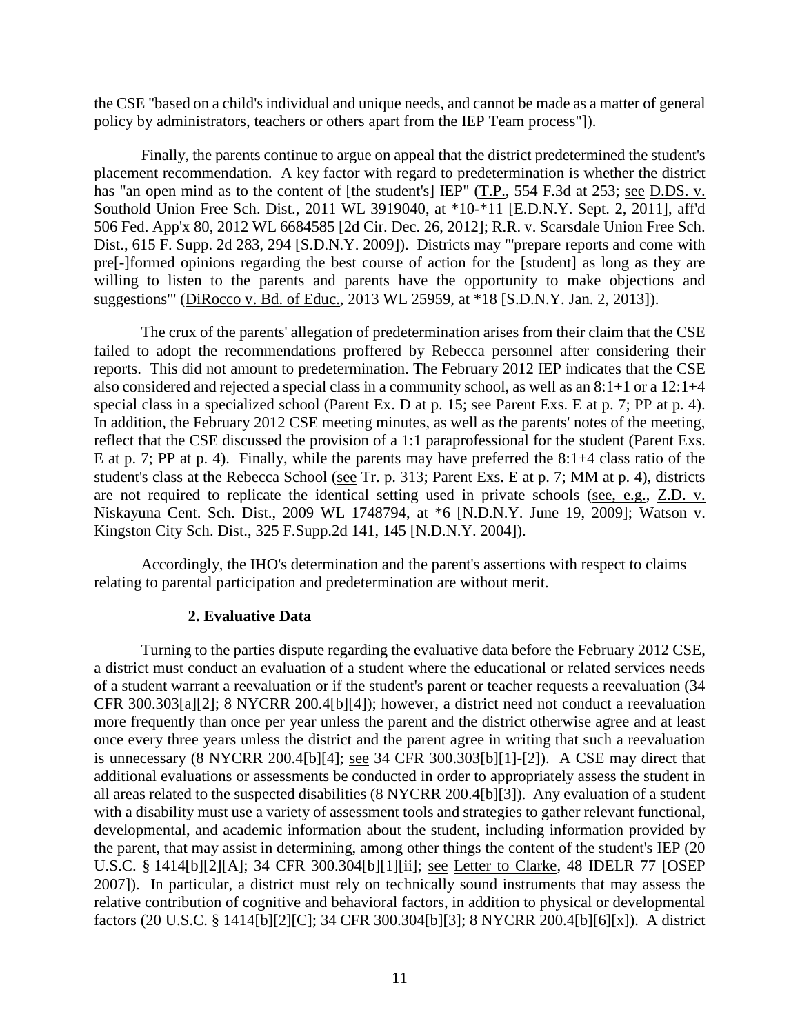the CSE "based on a child's individual and unique needs, and cannot be made as a matter of general policy by administrators, teachers or others apart from the IEP Team process"]).

Finally, the parents continue to argue on appeal that the district predetermined the student's placement recommendation. A key factor with regard to predetermination is whether the district has "an open mind as to the content of [the student's] IEP" (T.P., 554 F.3d at 253; see D.DS. v. Southold Union Free Sch. Dist., 2011 WL 3919040, at *10-*11 [E.D.N.Y. Sept. 2, 2011], aff'd 506 Fed. App'x 80, 2012 WL 6684585 [2d Cir. Dec. 26, 2012]; R.R. v. Scarsdale Union Free Sch. Dist., 615 F. Supp. 2d 283, 294 [S.D.N.Y. 2009]). Districts may "'prepare reports and come with pre[-]formed opinions regarding the best course of action for the [student] as long as they are willing to listen to the parents and parents have the opportunity to make objections and suggestions'" (DiRocco v. Bd. of Educ., 2013 WL 25959, at *18 [S.D.N.Y. Jan. 2, 2013]).

The crux of the parents' allegation of predetermination arises from their claim that the CSE failed to adopt the recommendations proffered by Rebecca personnel after considering their reports. This did not amount to predetermination. The February 2012 IEP indicates that the CSE also considered and rejected a special class in a community school, as well as an 8:1+1 or a 12:1+4 special class in a specialized school (Parent Ex. D at p. 15; see Parent Exs. E at p. 7; PP at p. 4). In addition, the February 2012 CSE meeting minutes, as well as the parents' notes of the meeting, reflect that the CSE discussed the provision of a 1:1 paraprofessional for the student (Parent Exs. E at p. 7; PP at p. 4). Finally, while the parents may have preferred the 8:1+4 class ratio of the student's class at the Rebecca School (see Tr. p. 313; Parent Exs. E at p. 7; MM at p. 4), districts are not required to replicate the identical setting used in private schools (see, e.g., Z.D. v. Niskayuna Cent. Sch. Dist., 2009 WL 1748794, at *6 [N.D.N.Y. June 19, 2009]; Watson v. Kingston City Sch. Dist., 325 F.Supp.2d 141, 145 [N.D.N.Y. 2004]).

Accordingly, the IHO's determination and the parent's assertions with respect to claims relating to parental participation and predetermination are without merit.

### 2. Evaluative Data

Turning to the parties dispute regarding the evaluative data before the February 2012 CSE, a district must conduct an evaluation of a student where the educational or related services needs of a student warrant a reevaluation or if the student's parent or teacher requests a reevaluation (34 CFR 300.303[a][2]; 8 NYCRR 200.4[b][4]); however, a district need not conduct a reevaluation more frequently than once per year unless the parent and the district otherwise agree and at least once every three years unless the district and the parent agree in writing that such a reevaluation is unnecessary (8 NYCRR 200.4[b][4]; see 34 CFR 300.303[b][1]-[2]). A CSE may direct that additional evaluations or assessments be conducted in order to appropriately assess the student in all areas related to the suspected disabilities (8 NYCRR 200.4[b][3]). Any evaluation of a student with a disability must use a variety of assessment tools and strategies to gather relevant functional, developmental, and academic information about the student, including information provided by the parent, that may assist in determining, among other things the content of the student's IEP (20 U.S.C. § 1414[b][2][A]; 34 CFR 300.304[b][1][ii]; see Letter to Clarke, 48 IDELR 77 [OSEP 2007]). In particular, a district must rely on technically sound instruments that may assess the relative contribution of cognitive and behavioral factors, in addition to physical or developmental factors (20 U.S.C. § 1414[b][2][C]; 34 CFR 300.304[b][3]; 8 NYCRR 200.4[b][6][x]). A district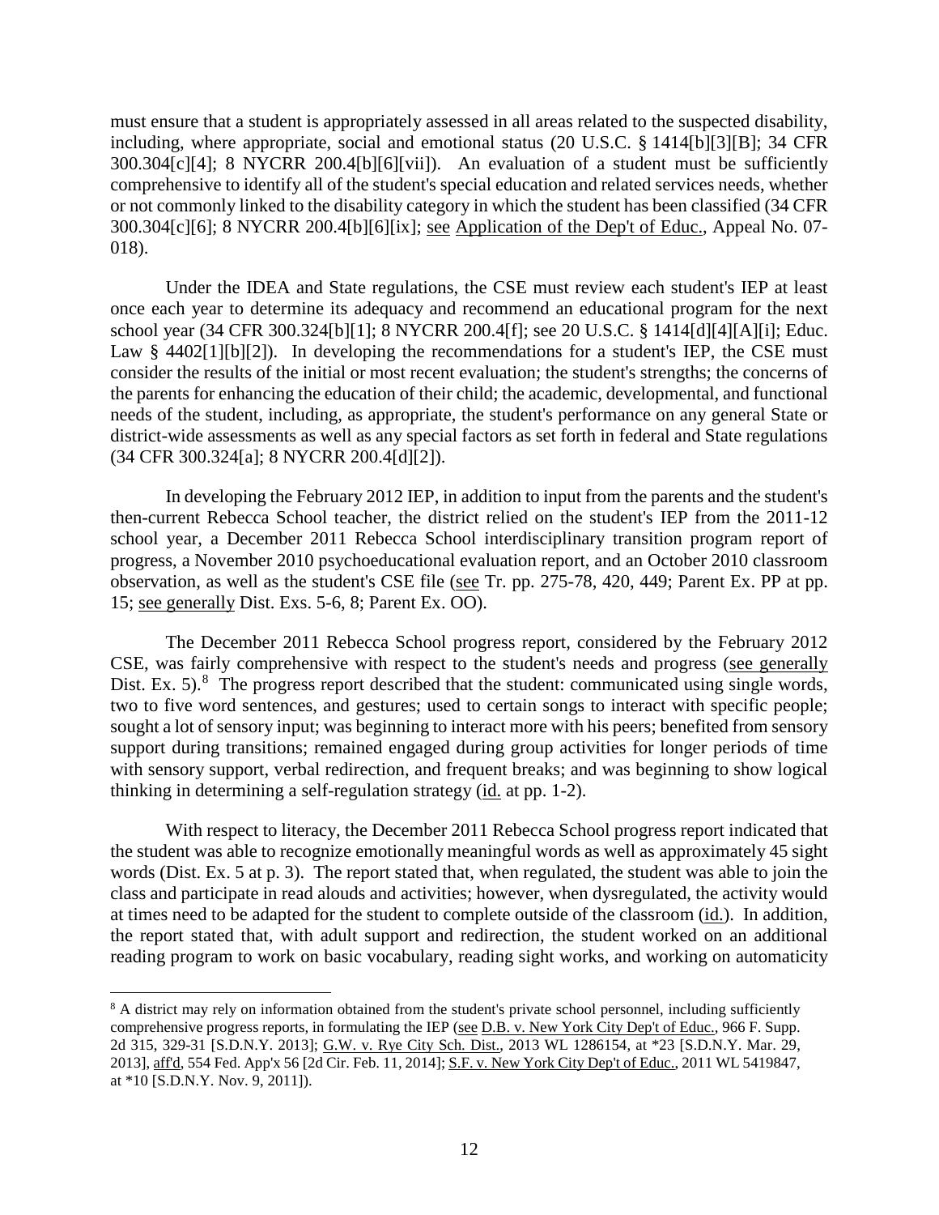must ensure that a student is appropriately assessed in all areas related to the suspected disability, including, where appropriate, social and emotional status (20 U.S.C. § 1414[b][3][B]; 34 CFR 300.304[c][4]; 8 NYCRR 200.4[b][6][vii]). An evaluation of a student must be sufficiently comprehensive to identify all of the student's special education and related services needs, whether or not commonly linked to the disability category in which the student has been classified (34 CFR 300.304[c][6]; 8 NYCRR 200.4[b][6][ix]; see Application of the Dep't of Educ., Appeal No. 07-018).

Under the IDEA and State regulations, the CSE must review each student's IEP at least once each year to determine its adequacy and recommend an educational program for the next school year (34 CFR 300.324[b][1]; 8 NYCRR 200.4[f]; see 20 U.S.C. § 1414[d][4][A][i]; Educ. Law § 4402[1][b][2]). In developing the recommendations for a student's IEP, the CSE must consider the results of the initial or most recent evaluation; the student's strengths; the concerns of the parents for enhancing the education of their child; the academic, developmental, and functional needs of the student, including, as appropriate, the student's performance on any general State or district-wide assessments as well as any special factors as set forth in federal and State regulations (34 CFR 300.324[a]; 8 NYCRR 200.4[d][2]).

In developing the February 2012 IEP, in addition to input from the parents and the student's then-current Rebecca School teacher, the district relied on the student's IEP from the 2011-12 school year, a December 2011 Rebecca School interdisciplinary transition program report of progress, a November 2010 psychoeducational evaluation report, and an October 2010 classroom observation, as well as the student's CSE file (see Tr. pp. 275-78, 420, 449; Parent Ex. PP at pp. 15; see generally Dist. Exs. 5-6, 8; Parent Ex. OO).

The December 2011 Rebecca School progress report, considered by the February 2012 CSE, was fairly comprehensive with respect to the student's needs and progress (see generally Dist. Ex. 5).[8] The progress report described that the student: communicated using single words, two to five word sentences, and gestures; used to certain songs to interact with specific people; sought a lot of sensory input; was beginning to interact more with his peers; benefited from sensory support during transitions; remained engaged during group activities for longer periods of time with sensory support, verbal redirection, and frequent breaks; and was beginning to show logical thinking in determining a self-regulation strategy (id. at pp. 1-2).

With respect to literacy, the December 2011 Rebecca School progress report indicated that the student was able to recognize emotionally meaningful words as well as approximately 45 sight words (Dist. Ex. 5 at p. 3). The report stated that, when regulated, the student was able to join the class and participate in read alouds and activities; however, when dysregulated, the activity would at times need to be adapted for the student to complete outside of the classroom (id.). In addition, the report stated that, with adult support and redirection, the student worked on an additional reading program to work on basic vocabulary, reading sight works, and working on automaticity

[8] A district may rely on information obtained from the student's private school personnel, including sufficiently comprehensive progress reports, in formulating the IEP (see D.B. v. New York City Dep't of Educ., 966 F. Supp. 2d 315, 329-31 [S.D.N.Y. 2013]; G.W. v. Rye City Sch. Dist., 2013 WL 1286154, at *23 [S.D.N.Y. Mar. 29, 2013], aff'd, 554 Fed. App'x 56 [2d Cir. Feb. 11, 2014]; S.F. v. New York City Dep't of Educ., 2011 WL 5419847, at *10 [S.D.N.Y. Nov. 9, 2011]).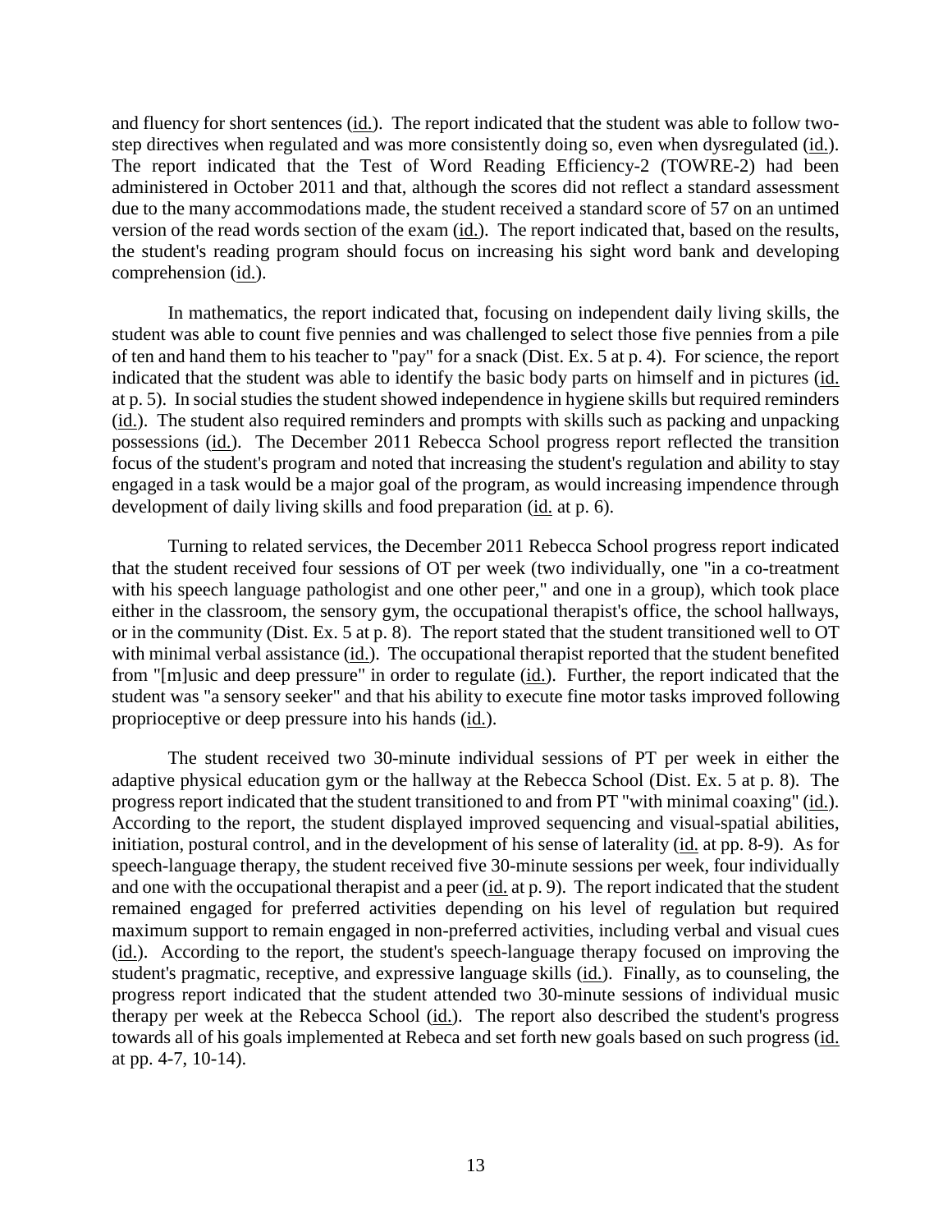and fluency for short sentences (id.). The report indicated that the student was able to follow two-step directives when regulated and was more consistently doing so, even when dysregulated (id.). The report indicated that the Test of Word Reading Efficiency-2 (TOWRE-2) had been administered in October 2011 and that, although the scores did not reflect a standard assessment due to the many accommodations made, the student received a standard score of 57 on an untimed version of the read words section of the exam (id.). The report indicated that, based on the results, the student's reading program should focus on increasing his sight word bank and developing comprehension (id.).

In mathematics, the report indicated that, focusing on independent daily living skills, the student was able to count five pennies and was challenged to select those five pennies from a pile of ten and hand them to his teacher to "pay" for a snack (Dist. Ex. 5 at p. 4). For science, the report indicated that the student was able to identify the basic body parts on himself and in pictures (id. at p. 5). In social studies the student showed independence in hygiene skills but required reminders (id.). The student also required reminders and prompts with skills such as packing and unpacking possessions (id.). The December 2011 Rebecca School progress report reflected the transition focus of the student's program and noted that increasing the student's regulation and ability to stay engaged in a task would be a major goal of the program, as would increasing impendence through development of daily living skills and food preparation (id. at p. 6).

Turning to related services, the December 2011 Rebecca School progress report indicated that the student received four sessions of OT per week (two individually, one "in a co-treatment with his speech language pathologist and one other peer," and one in a group), which took place either in the classroom, the sensory gym, the occupational therapist's office, the school hallways, or in the community (Dist. Ex. 5 at p. 8). The report stated that the student transitioned well to OT with minimal verbal assistance (id.). The occupational therapist reported that the student benefited from "[m]usic and deep pressure" in order to regulate (id.). Further, the report indicated that the student was "a sensory seeker" and that his ability to execute fine motor tasks improved following proprioceptive or deep pressure into his hands (id.).

The student received two 30-minute individual sessions of PT per week in either the adaptive physical education gym or the hallway at the Rebecca School (Dist. Ex. 5 at p. 8). The progress report indicated that the student transitioned to and from PT "with minimal coaxing" (id.). According to the report, the student displayed improved sequencing and visual-spatial abilities, initiation, postural control, and in the development of his sense of laterality (id. at pp. 8-9). As for speech-language therapy, the student received five 30-minute sessions per week, four individually and one with the occupational therapist and a peer (id. at p. 9). The report indicated that the student remained engaged for preferred activities depending on his level of regulation but required maximum support to remain engaged in non-preferred activities, including verbal and visual cues (id.). According to the report, the student's speech-language therapy focused on improving the student's pragmatic, receptive, and expressive language skills (id.). Finally, as to counseling, the progress report indicated that the student attended two 30-minute sessions of individual music therapy per week at the Rebecca School (id.). The report also described the student's progress towards all of his goals implemented at Rebeca and set forth new goals based on such progress (id. at pp. 4-7, 10-14).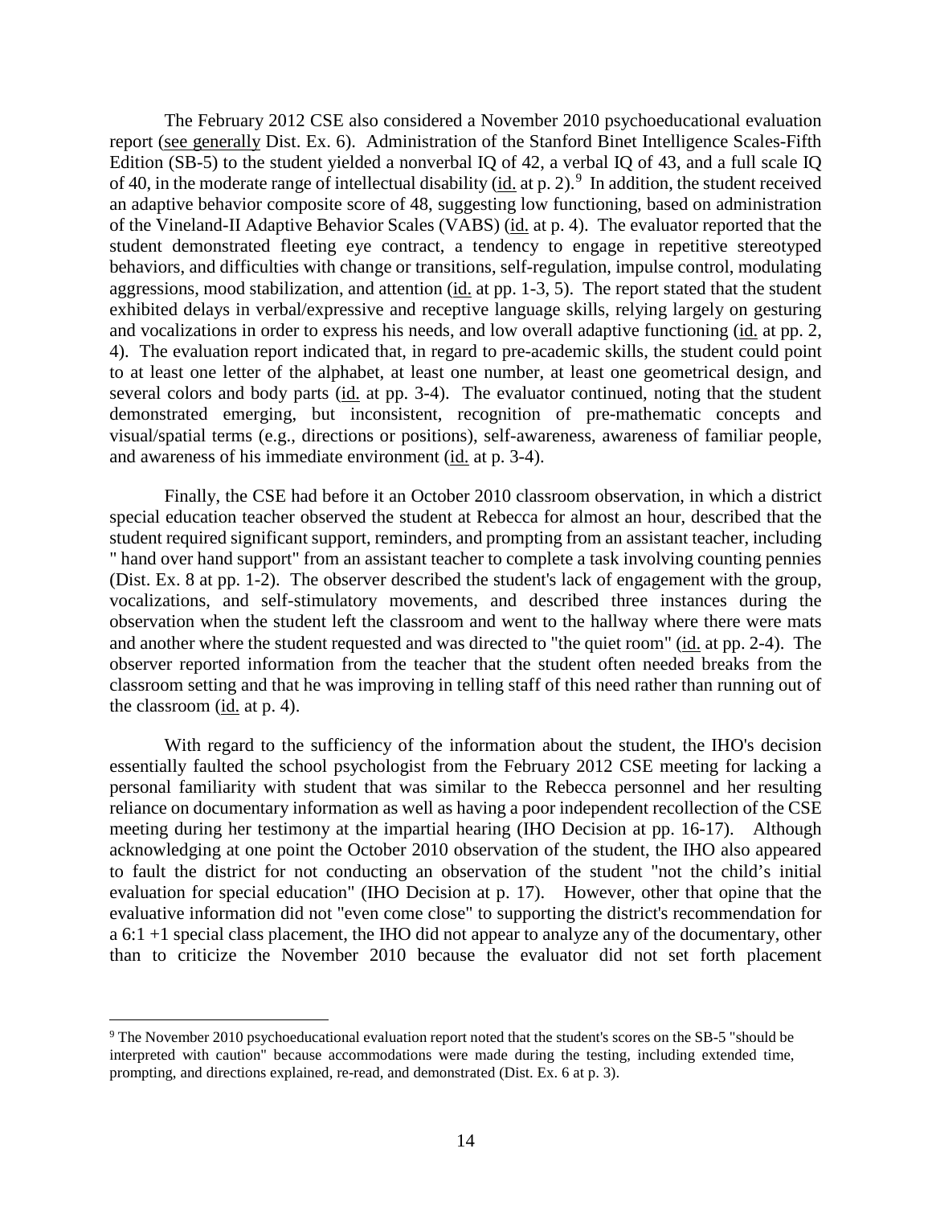The February 2012 CSE also considered a November 2010 psychoeducational evaluation report (see generally Dist. Ex. 6). Administration of the Stanford Binet Intelligence Scales-Fifth Edition (SB-5) to the student yielded a nonverbal IQ of 42, a verbal IQ of 43, and a full scale IQ of 40, in the moderate range of intellectual disability (id. at p. 2).[9] In addition, the student received an adaptive behavior composite score of 48, suggesting low functioning, based on administration of the Vineland-II Adaptive Behavior Scales (VABS) (id. at p. 4). The evaluator reported that the student demonstrated fleeting eye contract, a tendency to engage in repetitive stereotyped behaviors, and difficulties with change or transitions, self-regulation, impulse control, modulating aggressions, mood stabilization, and attention (id. at pp. 1-3, 5). The report stated that the student exhibited delays in verbal/expressive and receptive language skills, relying largely on gesturing and vocalizations in order to express his needs, and low overall adaptive functioning (id. at pp. 2, 4). The evaluation report indicated that, in regard to pre-academic skills, the student could point to at least one letter of the alphabet, at least one number, at least one geometrical design, and several colors and body parts (id. at pp. 3-4). The evaluator continued, noting that the student demonstrated emerging, but inconsistent, recognition of pre-mathematic concepts and visual/spatial terms (e.g., directions or positions), self-awareness, awareness of familiar people, and awareness of his immediate environment (id. at p. 3-4).

Finally, the CSE had before it an October 2010 classroom observation, in which a district special education teacher observed the student at Rebecca for almost an hour, described that the student required significant support, reminders, and prompting from an assistant teacher, including " hand over hand support" from an assistant teacher to complete a task involving counting pennies (Dist. Ex. 8 at pp. 1-2). The observer described the student's lack of engagement with the group, vocalizations, and self-stimulatory movements, and described three instances during the observation when the student left the classroom and went to the hallway where there were mats and another where the student requested and was directed to "the quiet room" (id. at pp. 2-4). The observer reported information from the teacher that the student often needed breaks from the classroom setting and that he was improving in telling staff of this need rather than running out of the classroom (id. at p. 4).

With regard to the sufficiency of the information about the student, the IHO's decision essentially faulted the school psychologist from the February 2012 CSE meeting for lacking a personal familiarity with student that was similar to the Rebecca personnel and her resulting reliance on documentary information as well as having a poor independent recollection of the CSE meeting during her testimony at the impartial hearing (IHO Decision at pp. 16-17). Although acknowledging at one point the October 2010 observation of the student, the IHO also appeared to fault the district for not conducting an observation of the student "not the child's initial evaluation for special education" (IHO Decision at p. 17). However, other that opine that the evaluative information did not "even come close" to supporting the district's recommendation for a 6:1 +1 special class placement, the IHO did not appear to analyze any of the documentary, other than to criticize the November 2010 because the evaluator did not set forth placement

[9] The November 2010 psychoeducational evaluation report noted that the student's scores on the SB-5 "should be interpreted with caution" because accommodations were made during the testing, including extended time, prompting, and directions explained, re-read, and demonstrated (Dist. Ex. 6 at p. 3).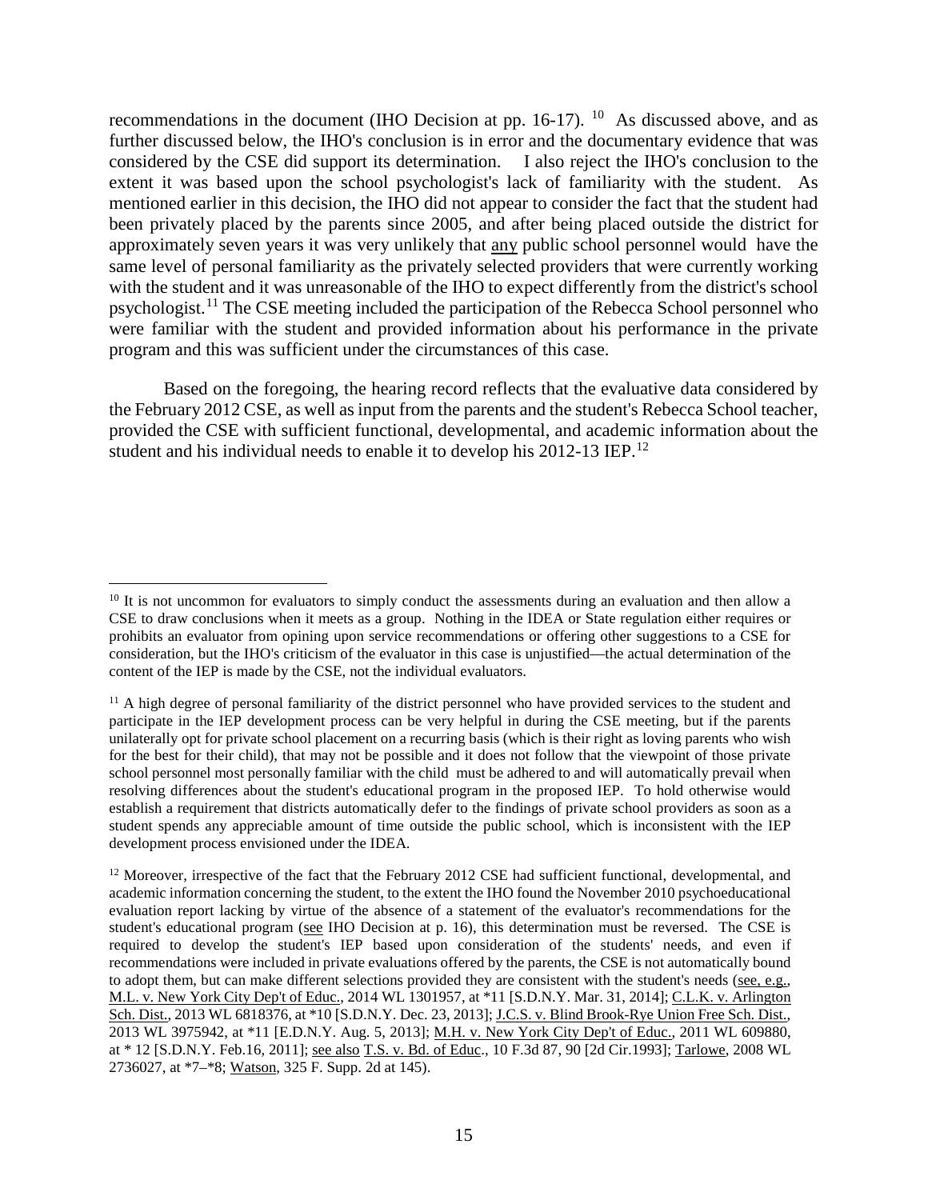recommendations in the document (IHO Decision at pp. 16-17). [10] As discussed above, and as further discussed below, the IHO's conclusion is in error and the documentary evidence that was considered by the CSE did support its determination. I also reject the IHO's conclusion to the extent it was based upon the school psychologist's lack of familiarity with the student. As mentioned earlier in this decision, the IHO did not appear to consider the fact that the student had been privately placed by the parents since 2005, and after being placed outside the district for approximately seven years it was very unlikely that <u>any</u> public school personnel would have the same level of personal familiarity as the privately selected providers that were currently working with the student and it was unreasonable of the IHO to expect differently from the district's school psychologist.[11] The CSE meeting included the participation of the Rebecca School personnel who were familiar with the student and provided information about his performance in the private program and this was sufficient under the circumstances of this case.

Based on the foregoing, the hearing record reflects that the evaluative data considered by the February 2012 CSE, as well as input from the parents and the student's Rebecca School teacher, provided the CSE with sufficient functional, developmental, and academic information about the student and his individual needs to enable it to develop his 2012-13 IEP.[12]

---

[10] It is not uncommon for evaluators to simply conduct the assessments during an evaluation and then allow a CSE to draw conclusions when it meets as a group. Nothing in the IDEA or State regulation either requires or prohibits an evaluator from opining upon service recommendations or offering other suggestions to a CSE for consideration, but the IHO's criticism of the evaluator in this case is unjustified—the actual determination of the content of the IEP is made by the CSE, not the individual evaluators.

[11] A high degree of personal familiarity of the district personnel who have provided services to the student and participate in the IEP development process can be very helpful in during the CSE meeting, but if the parents unilaterally opt for private school placement on a recurring basis (which is their right as loving parents who wish for the best for their child), that may not be possible and it does not follow that the viewpoint of those private school personnel most personally familiar with the child must be adhered to and will automatically prevail when resolving differences about the student's educational program in the proposed IEP. To hold otherwise would establish a requirement that districts automatically defer to the findings of private school providers as soon as a student spends any appreciable amount of time outside the public school, which is inconsistent with the IEP development process envisioned under the IDEA.

[12] Moreover, irrespective of the fact that the February 2012 CSE had sufficient functional, developmental, and academic information concerning the student, to the extent the IHO found the November 2010 psychoeducational evaluation report lacking by virtue of the absence of a statement of the evaluator's recommendations for the student's educational program (<u>see</u> IHO Decision at p. 16), this determination must be reversed. The CSE is required to develop the student's IEP based upon consideration of the students' needs, and even if recommendations were included in private evaluations offered by the parents, the CSE is not automatically bound to adopt them, but can make different selections provided they are consistent with the student's needs (<u>see, e.g.</u>, <u>M.L. v. New York City Dep't of Educ.</u>, 2014 WL 1301957, at *11 [S.D.N.Y. Mar. 31, 2014]; <u>C.L.K. v. Arlington Sch. Dist.</u>, 2013 WL 6818376, at *10 [S.D.N.Y. Dec. 23, 2013]; <u>J.C.S. v. Blind Brook-Rye Union Free Sch. Dist.</u>, 2013 WL 3975942, at *11 [E.D.N.Y. Aug. 5, 2013]; <u>M.H. v. New York City Dep't of Educ.</u>, 2011 WL 609880, at * 12 [S.D.N.Y. Feb.16, 2011]; <u>see also</u> <u>T.S. v. Bd. of Educ</u>., 10 F.3d 87, 90 [2d Cir.1993]; <u>Tarlowe</u>, 2008 WL 2736027, at *7–*8; <u>Watson</u>, 325 F. Supp. 2d at 145).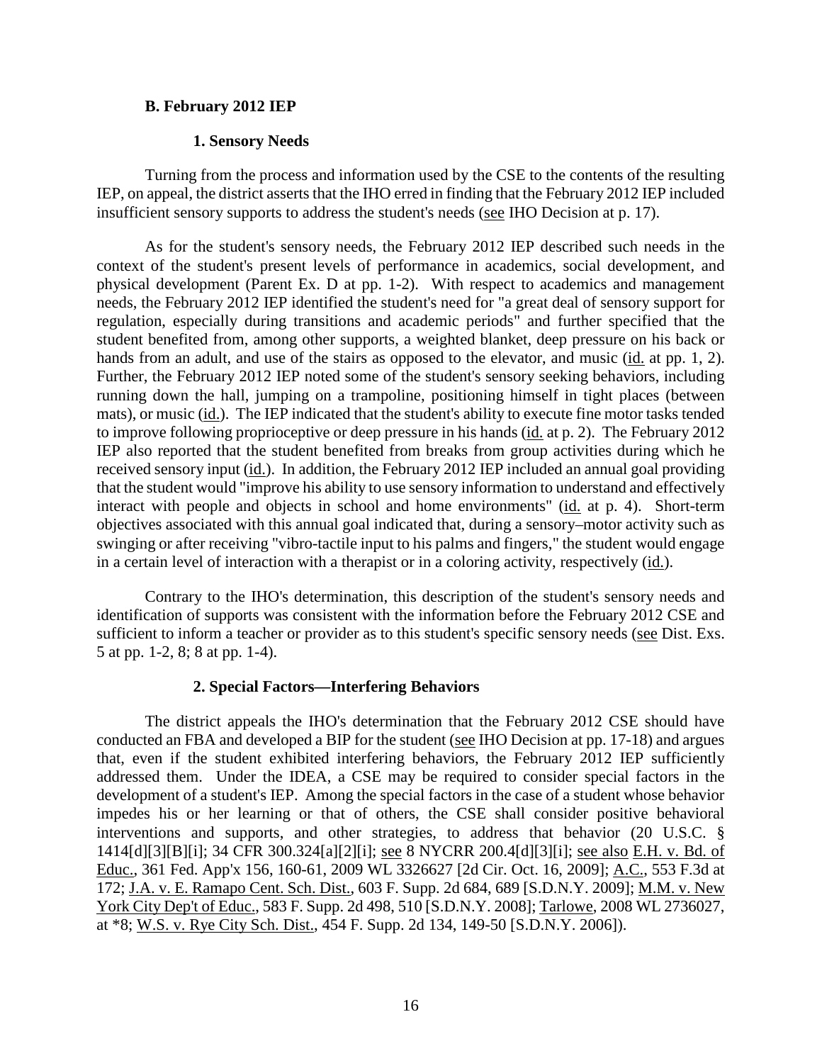### B. February 2012 IEP

#### 1. Sensory Needs

Turning from the process and information used by the CSE to the contents of the resulting IEP, on appeal, the district asserts that the IHO erred in finding that the February 2012 IEP included insufficient sensory supports to address the student's needs (see IHO Decision at p. 17).

As for the student's sensory needs, the February 2012 IEP described such needs in the context of the student's present levels of performance in academics, social development, and physical development (Parent Ex. D at pp. 1-2). With respect to academics and management needs, the February 2012 IEP identified the student's need for "a great deal of sensory support for regulation, especially during transitions and academic periods" and further specified that the student benefited from, among other supports, a weighted blanket, deep pressure on his back or hands from an adult, and use of the stairs as opposed to the elevator, and music (id. at pp. 1, 2). Further, the February 2012 IEP noted some of the student's sensory seeking behaviors, including running down the hall, jumping on a trampoline, positioning himself in tight places (between mats), or music (id.). The IEP indicated that the student's ability to execute fine motor tasks tended to improve following proprioceptive or deep pressure in his hands (id. at p. 2). The February 2012 IEP also reported that the student benefited from breaks from group activities during which he received sensory input (id.). In addition, the February 2012 IEP included an annual goal providing that the student would "improve his ability to use sensory information to understand and effectively interact with people and objects in school and home environments" (id. at p. 4). Short-term objectives associated with this annual goal indicated that, during a sensory–motor activity such as swinging or after receiving "vibro-tactile input to his palms and fingers," the student would engage in a certain level of interaction with a therapist or in a coloring activity, respectively (id.).

Contrary to the IHO's determination, this description of the student's sensory needs and identification of supports was consistent with the information before the February 2012 CSE and sufficient to inform a teacher or provider as to this student's specific sensory needs (see Dist. Exs. 5 at pp. 1-2, 8; 8 at pp. 1-4).

#### 2. Special Factors—Interfering Behaviors

The district appeals the IHO's determination that the February 2012 CSE should have conducted an FBA and developed a BIP for the student (see IHO Decision at pp. 17-18) and argues that, even if the student exhibited interfering behaviors, the February 2012 IEP sufficiently addressed them. Under the IDEA, a CSE may be required to consider special factors in the development of a student's IEP. Among the special factors in the case of a student whose behavior impedes his or her learning or that of others, the CSE shall consider positive behavioral interventions and supports, and other strategies, to address that behavior (20 U.S.C. § 1414[d][3][B][i]; 34 CFR 300.324[a][2][i]; see 8 NYCRR 200.4[d][3][i]; see also E.H. v. Bd. of Educ., 361 Fed. App'x 156, 160-61, 2009 WL 3326627 [2d Cir. Oct. 16, 2009]; A.C., 553 F.3d at 172; J.A. v. E. Ramapo Cent. Sch. Dist., 603 F. Supp. 2d 684, 689 [S.D.N.Y. 2009]; M.M. v. New York City Dep't of Educ., 583 F. Supp. 2d 498, 510 [S.D.N.Y. 2008]; Tarlowe, 2008 WL 2736027, at *8; W.S. v. Rye City Sch. Dist., 454 F. Supp. 2d 134, 149-50 [S.D.N.Y. 2006]).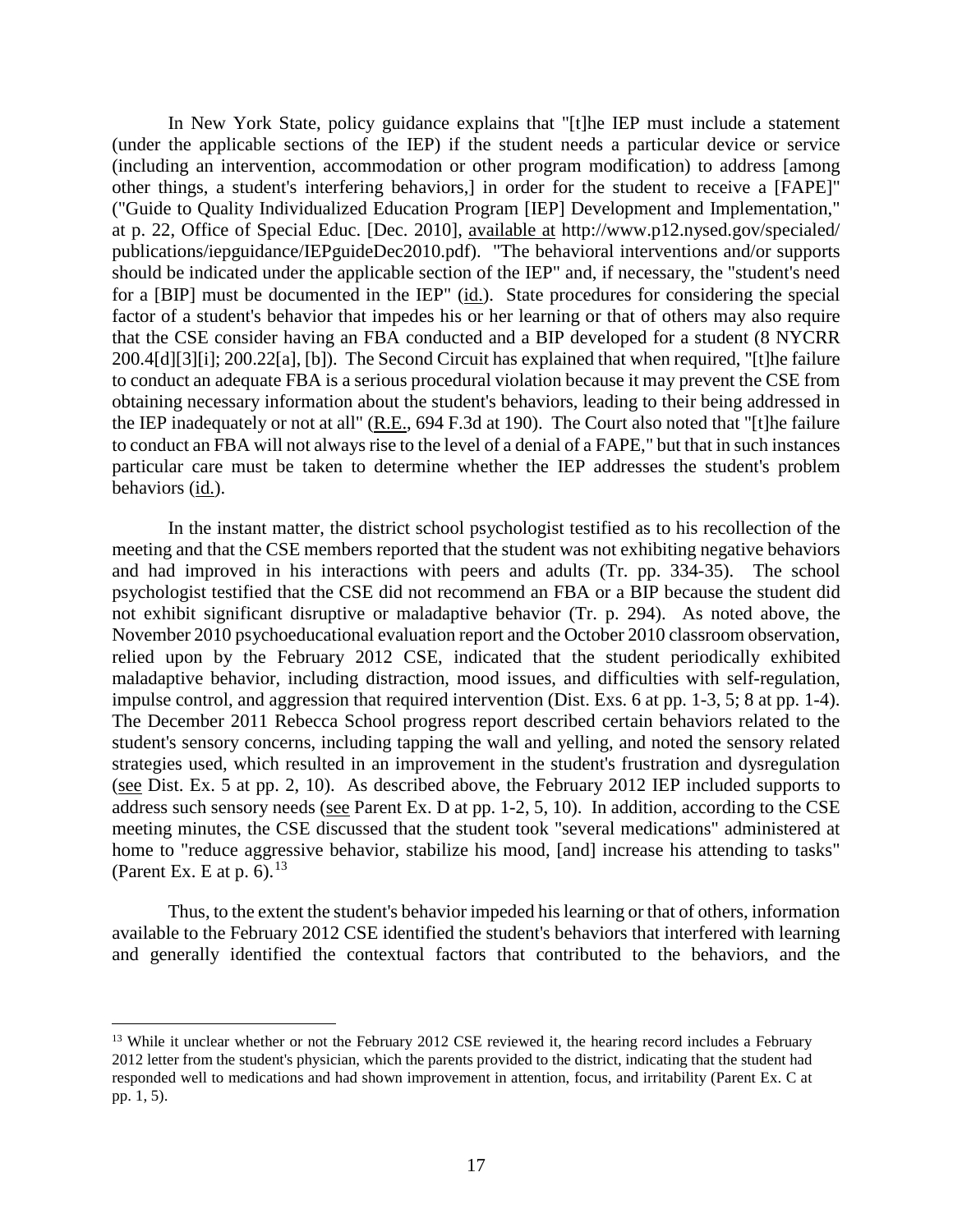In New York State, policy guidance explains that "[t]he IEP must include a statement (under the applicable sections of the IEP) if the student needs a particular device or service (including an intervention, accommodation or other program modification) to address [among other things, a student's interfering behaviors,] in order for the student to receive a [FAPE]" ("Guide to Quality Individualized Education Program [IEP] Development and Implementation," at p. 22, Office of Special Educ. [Dec. 2010], available at http://www.p12.nysed.gov/specialed/publications/iepguidance/IEPguideDec2010.pdf). "The behavioral interventions and/or supports should be indicated under the applicable section of the IEP" and, if necessary, the "student's need for a [BIP] must be documented in the IEP" (id.). State procedures for considering the special factor of a student's behavior that impedes his or her learning or that of others may also require that the CSE consider having an FBA conducted and a BIP developed for a student (8 NYCRR 200.4[d][3][i]; 200.22[a], [b]). The Second Circuit has explained that when required, "[t]he failure to conduct an adequate FBA is a serious procedural violation because it may prevent the CSE from obtaining necessary information about the student's behaviors, leading to their being addressed in the IEP inadequately or not at all" (R.E., 694 F.3d at 190). The Court also noted that "[t]he failure to conduct an FBA will not always rise to the level of a denial of a FAPE," but that in such instances particular care must be taken to determine whether the IEP addresses the student's problem behaviors (id.).

In the instant matter, the district school psychologist testified as to his recollection of the meeting and that the CSE members reported that the student was not exhibiting negative behaviors and had improved in his interactions with peers and adults (Tr. pp. 334-35). The school psychologist testified that the CSE did not recommend an FBA or a BIP because the student did not exhibit significant disruptive or maladaptive behavior (Tr. p. 294). As noted above, the November 2010 psychoeducational evaluation report and the October 2010 classroom observation, relied upon by the February 2012 CSE, indicated that the student periodically exhibited maladaptive behavior, including distraction, mood issues, and difficulties with self-regulation, impulse control, and aggression that required intervention (Dist. Exs. 6 at pp. 1-3, 5; 8 at pp. 1-4). The December 2011 Rebecca School progress report described certain behaviors related to the student's sensory concerns, including tapping the wall and yelling, and noted the sensory related strategies used, which resulted in an improvement in the student's frustration and dysregulation (see Dist. Ex. 5 at pp. 2, 10). As described above, the February 2012 IEP included supports to address such sensory needs (see Parent Ex. D at pp. 1-2, 5, 10). In addition, according to the CSE meeting minutes, the CSE discussed that the student took "several medications" administered at home to "reduce aggressive behavior, stabilize his mood, [and] increase his attending to tasks" (Parent Ex. E at p. 6).[13]

Thus, to the extent the student's behavior impeded his learning or that of others, information available to the February 2012 CSE identified the student's behaviors that interfered with learning and generally identified the contextual factors that contributed to the behaviors, and the

[13] While it unclear whether or not the February 2012 CSE reviewed it, the hearing record includes a February 2012 letter from the student's physician, which the parents provided to the district, indicating that the student had responded well to medications and had shown improvement in attention, focus, and irritability (Parent Ex. C at pp. 1, 5).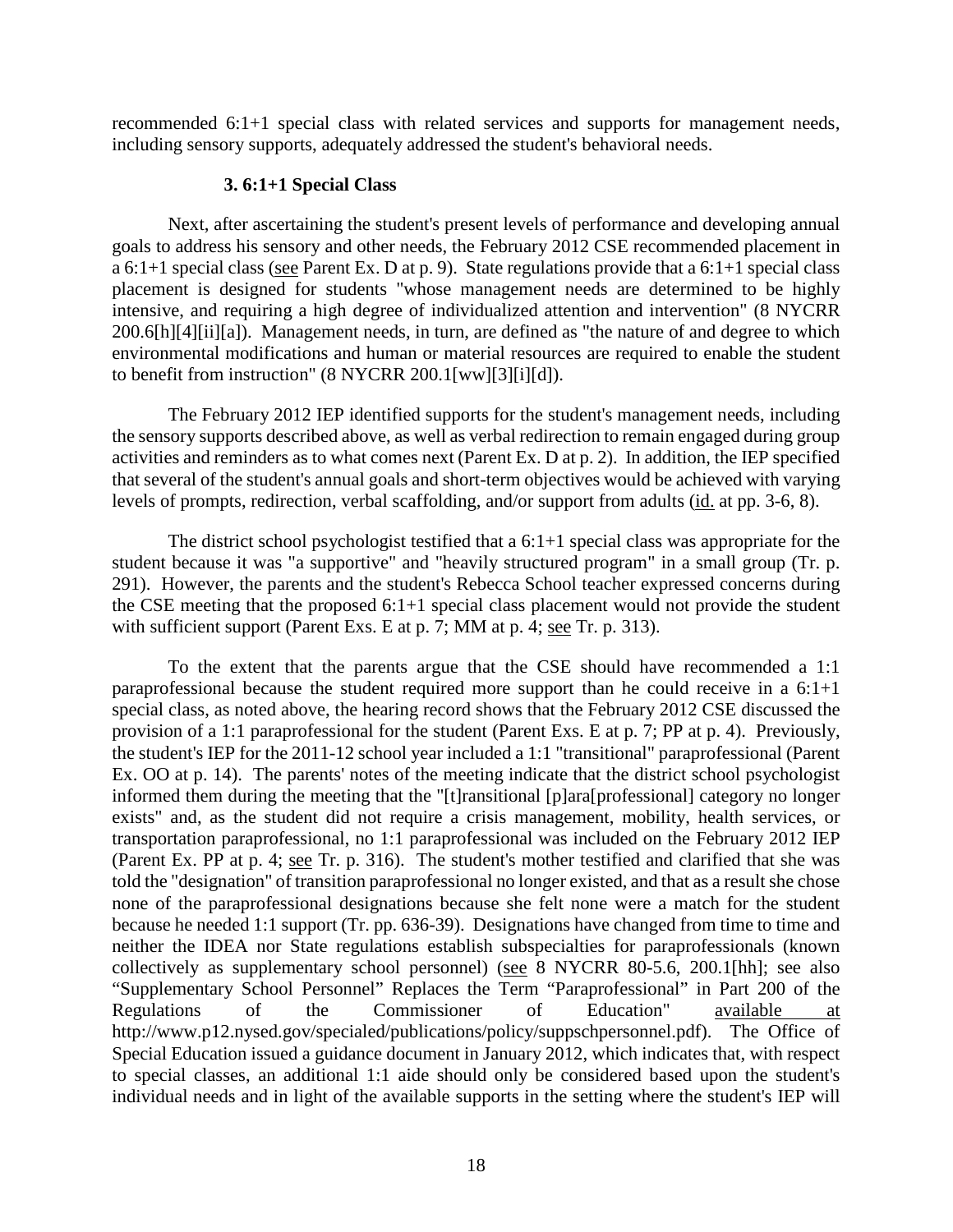recommended 6:1+1 special class with related services and supports for management needs, including sensory supports, adequately addressed the student's behavioral needs.

### 3. 6:1+1 Special Class

Next, after ascertaining the student's present levels of performance and developing annual goals to address his sensory and other needs, the February 2012 CSE recommended placement in a 6:1+1 special class (see Parent Ex. D at p. 9). State regulations provide that a 6:1+1 special class placement is designed for students "whose management needs are determined to be highly intensive, and requiring a high degree of individualized attention and intervention" (8 NYCRR 200.6[h][4][ii][a]). Management needs, in turn, are defined as "the nature of and degree to which environmental modifications and human or material resources are required to enable the student to benefit from instruction" (8 NYCRR 200.1[ww][3][i][d]).

The February 2012 IEP identified supports for the student's management needs, including the sensory supports described above, as well as verbal redirection to remain engaged during group activities and reminders as to what comes next (Parent Ex. D at p. 2). In addition, the IEP specified that several of the student's annual goals and short-term objectives would be achieved with varying levels of prompts, redirection, verbal scaffolding, and/or support from adults (id. at pp. 3-6, 8).

The district school psychologist testified that a 6:1+1 special class was appropriate for the student because it was "a supportive" and "heavily structured program" in a small group (Tr. p. 291). However, the parents and the student's Rebecca School teacher expressed concerns during the CSE meeting that the proposed 6:1+1 special class placement would not provide the student with sufficient support (Parent Exs. E at p. 7; MM at p. 4; see Tr. p. 313).

To the extent that the parents argue that the CSE should have recommended a 1:1 paraprofessional because the student required more support than he could receive in a 6:1+1 special class, as noted above, the hearing record shows that the February 2012 CSE discussed the provision of a 1:1 paraprofessional for the student (Parent Exs. E at p. 7; PP at p. 4). Previously, the student's IEP for the 2011-12 school year included a 1:1 "transitional" paraprofessional (Parent Ex. OO at p. 14). The parents' notes of the meeting indicate that the district school psychologist informed them during the meeting that the "[t]ransitional [p]ara[professional] category no longer exists" and, as the student did not require a crisis management, mobility, health services, or transportation paraprofessional, no 1:1 paraprofessional was included on the February 2012 IEP (Parent Ex. PP at p. 4; see Tr. p. 316). The student's mother testified and clarified that she was told the "designation" of transition paraprofessional no longer existed, and that as a result she chose none of the paraprofessional designations because she felt none were a match for the student because he needed 1:1 support (Tr. pp. 636-39). Designations have changed from time to time and neither the IDEA nor State regulations establish subspecialties for paraprofessionals (known collectively as supplementary school personnel) (see 8 NYCRR 80-5.6, 200.1[hh]; see also "Supplementary School Personnel" Replaces the Term "Paraprofessional" in Part 200 of the Regulations of the Commissioner of Education" available at http://www.p12.nysed.gov/specialed/publications/policy/suppschpersonnel.pdf). The Office of Special Education issued a guidance document in January 2012, which indicates that, with respect to special classes, an additional 1:1 aide should only be considered based upon the student's individual needs and in light of the available supports in the setting where the student's IEP will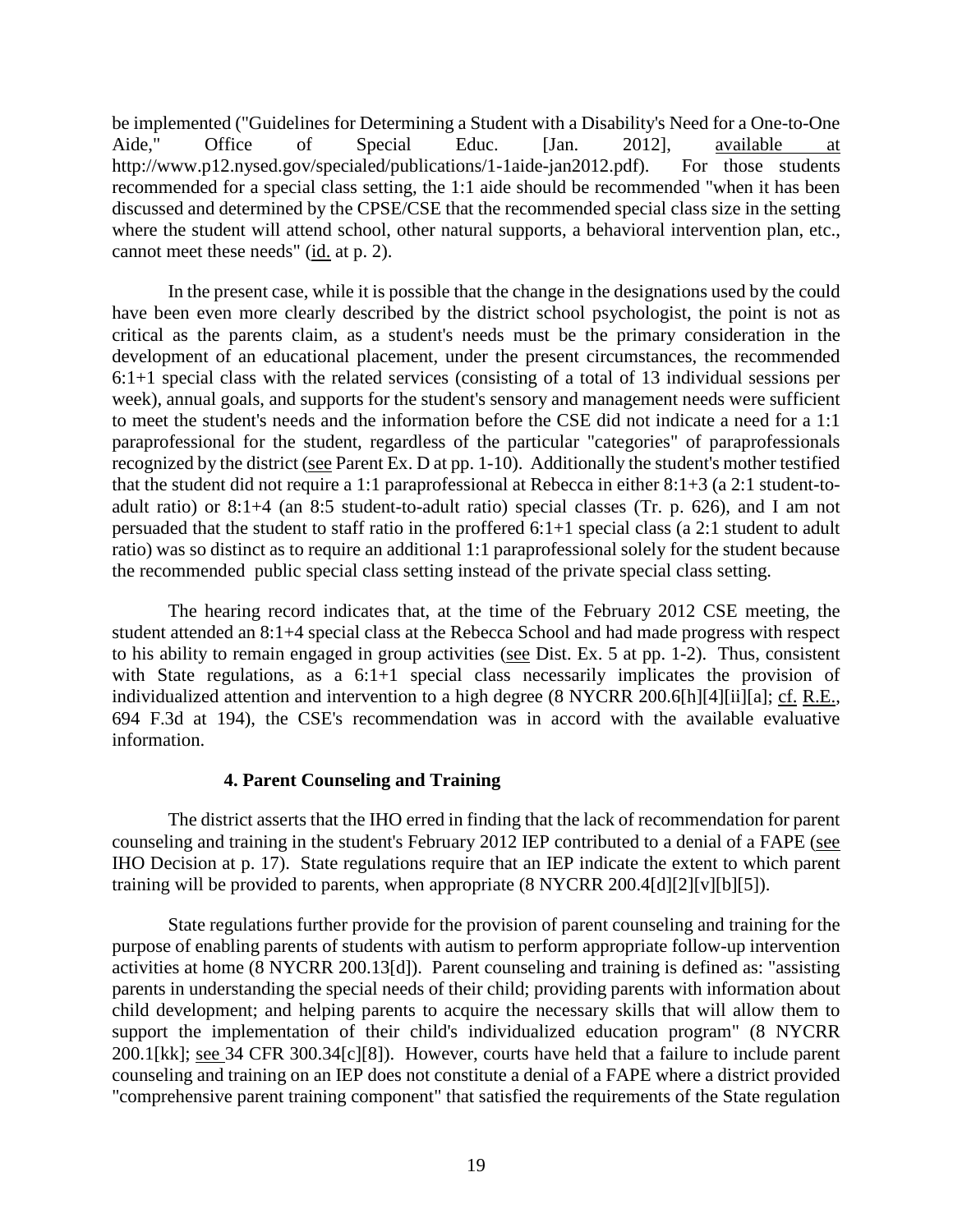be implemented ("Guidelines for Determining a Student with a Disability's Need for a One-to-One Aide," Office of Special Educ. [Jan. 2012], available at http://www.p12.nysed.gov/specialed/publications/1-1aide-jan2012.pdf). For those students recommended for a special class setting, the 1:1 aide should be recommended "when it has been discussed and determined by the CPSE/CSE that the recommended special class size in the setting where the student will attend school, other natural supports, a behavioral intervention plan, etc., cannot meet these needs" (id. at p. 2).

In the present case, while it is possible that the change in the designations used by the could have been even more clearly described by the district school psychologist, the point is not as critical as the parents claim, as a student's needs must be the primary consideration in the development of an educational placement, under the present circumstances, the recommended 6:1+1 special class with the related services (consisting of a total of 13 individual sessions per week), annual goals, and supports for the student's sensory and management needs were sufficient to meet the student's needs and the information before the CSE did not indicate a need for a 1:1 paraprofessional for the student, regardless of the particular "categories" of paraprofessionals recognized by the district (see Parent Ex. D at pp. 1-10). Additionally the student's mother testified that the student did not require a 1:1 paraprofessional at Rebecca in either 8:1+3 (a 2:1 student-to-adult ratio) or 8:1+4 (an 8:5 student-to-adult ratio) special classes (Tr. p. 626), and I am not persuaded that the student to staff ratio in the proffered 6:1+1 special class (a 2:1 student to adult ratio) was so distinct as to require an additional 1:1 paraprofessional solely for the student because the recommended public special class setting instead of the private special class setting.

The hearing record indicates that, at the time of the February 2012 CSE meeting, the student attended an 8:1+4 special class at the Rebecca School and had made progress with respect to his ability to remain engaged in group activities (see Dist. Ex. 5 at pp. 1-2). Thus, consistent with State regulations, as a 6:1+1 special class necessarily implicates the provision of individualized attention and intervention to a high degree (8 NYCRR 200.6[h][4][ii][a]; cf. R.E., 694 F.3d at 194), the CSE's recommendation was in accord with the available evaluative information.

#### 4. Parent Counseling and Training

The district asserts that the IHO erred in finding that the lack of recommendation for parent counseling and training in the student's February 2012 IEP contributed to a denial of a FAPE (see IHO Decision at p. 17). State regulations require that an IEP indicate the extent to which parent training will be provided to parents, when appropriate (8 NYCRR 200.4[d][2][v][b][5]).

State regulations further provide for the provision of parent counseling and training for the purpose of enabling parents of students with autism to perform appropriate follow-up intervention activities at home (8 NYCRR 200.13[d]). Parent counseling and training is defined as: "assisting parents in understanding the special needs of their child; providing parents with information about child development; and helping parents to acquire the necessary skills that will allow them to support the implementation of their child's individualized education program" (8 NYCRR 200.1[kk]; see 34 CFR 300.34[c][8]). However, courts have held that a failure to include parent counseling and training on an IEP does not constitute a denial of a FAPE where a district provided "comprehensive parent training component" that satisfied the requirements of the State regulation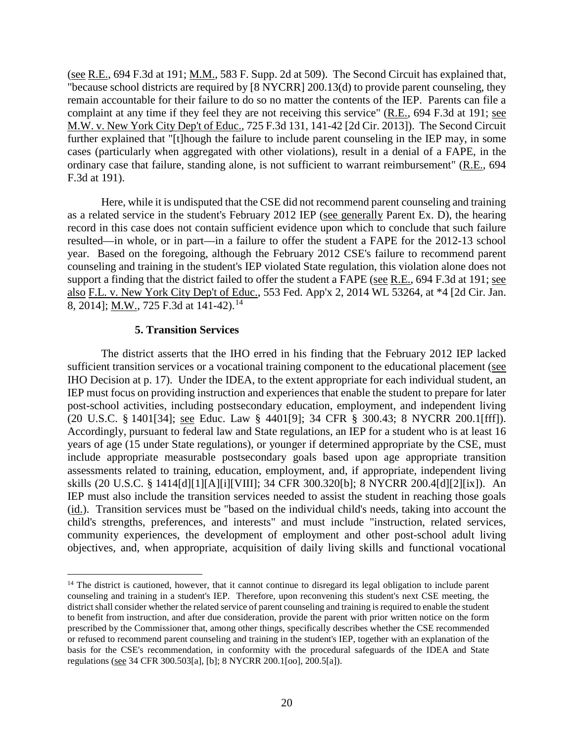(see R.E., 694 F.3d at 191; M.M., 583 F. Supp. 2d at 509). The Second Circuit has explained that, "because school districts are required by [8 NYCRR] 200.13(d) to provide parent counseling, they remain accountable for their failure to do so no matter the contents of the IEP. Parents can file a complaint at any time if they feel they are not receiving this service" (R.E., 694 F.3d at 191; see M.W. v. New York City Dep't of Educ., 725 F.3d 131, 141-42 [2d Cir. 2013]). The Second Circuit further explained that "[t]hough the failure to include parent counseling in the IEP may, in some cases (particularly when aggregated with other violations), result in a denial of a FAPE, in the ordinary case that failure, standing alone, is not sufficient to warrant reimbursement" (R.E., 694 F.3d at 191).

Here, while it is undisputed that the CSE did not recommend parent counseling and training as a related service in the student's February 2012 IEP (see generally Parent Ex. D), the hearing record in this case does not contain sufficient evidence upon which to conclude that such failure resulted—in whole, or in part—in a failure to offer the student a FAPE for the 2012-13 school year. Based on the foregoing, although the February 2012 CSE's failure to recommend parent counseling and training in the student's IEP violated State regulation, this violation alone does not support a finding that the district failed to offer the student a FAPE (see R.E., 694 F.3d at 191; see also F.L. v. New York City Dep't of Educ., 553 Fed. App'x 2, 2014 WL 53264, at *4 [2d Cir. Jan. 8, 2014]; M.W., 725 F.3d at 141-42).[14]

### 5. Transition Services

The district asserts that the IHO erred in his finding that the February 2012 IEP lacked sufficient transition services or a vocational training component to the educational placement (see IHO Decision at p. 17). Under the IDEA, to the extent appropriate for each individual student, an IEP must focus on providing instruction and experiences that enable the student to prepare for later post-school activities, including postsecondary education, employment, and independent living (20 U.S.C. § 1401[34]; see Educ. Law § 4401[9]; 34 CFR § 300.43; 8 NYCRR 200.1[fff]). Accordingly, pursuant to federal law and State regulations, an IEP for a student who is at least 16 years of age (15 under State regulations), or younger if determined appropriate by the CSE, must include appropriate measurable postsecondary goals based upon age appropriate transition assessments related to training, education, employment, and, if appropriate, independent living skills (20 U.S.C. § 1414[d][1][A][i][VIII]; 34 CFR 300.320[b]; 8 NYCRR 200.4[d][2][ix]). An IEP must also include the transition services needed to assist the student in reaching those goals (id.). Transition services must be "based on the individual child's needs, taking into account the child's strengths, preferences, and interests" and must include "instruction, related services, community experiences, the development of employment and other post-school adult living objectives, and, when appropriate, acquisition of daily living skills and functional vocational

---

[14] The district is cautioned, however, that it cannot continue to disregard its legal obligation to include parent counseling and training in a student's IEP. Therefore, upon reconvening this student's next CSE meeting, the district shall consider whether the related service of parent counseling and training is required to enable the student to benefit from instruction, and after due consideration, provide the parent with prior written notice on the form prescribed by the Commissioner that, among other things, specifically describes whether the CSE recommended or refused to recommend parent counseling and training in the student's IEP, together with an explanation of the basis for the CSE's recommendation, in conformity with the procedural safeguards of the IDEA and State regulations (see 34 CFR 300.503[a], [b]; 8 NYCRR 200.1[oo], 200.5[a]).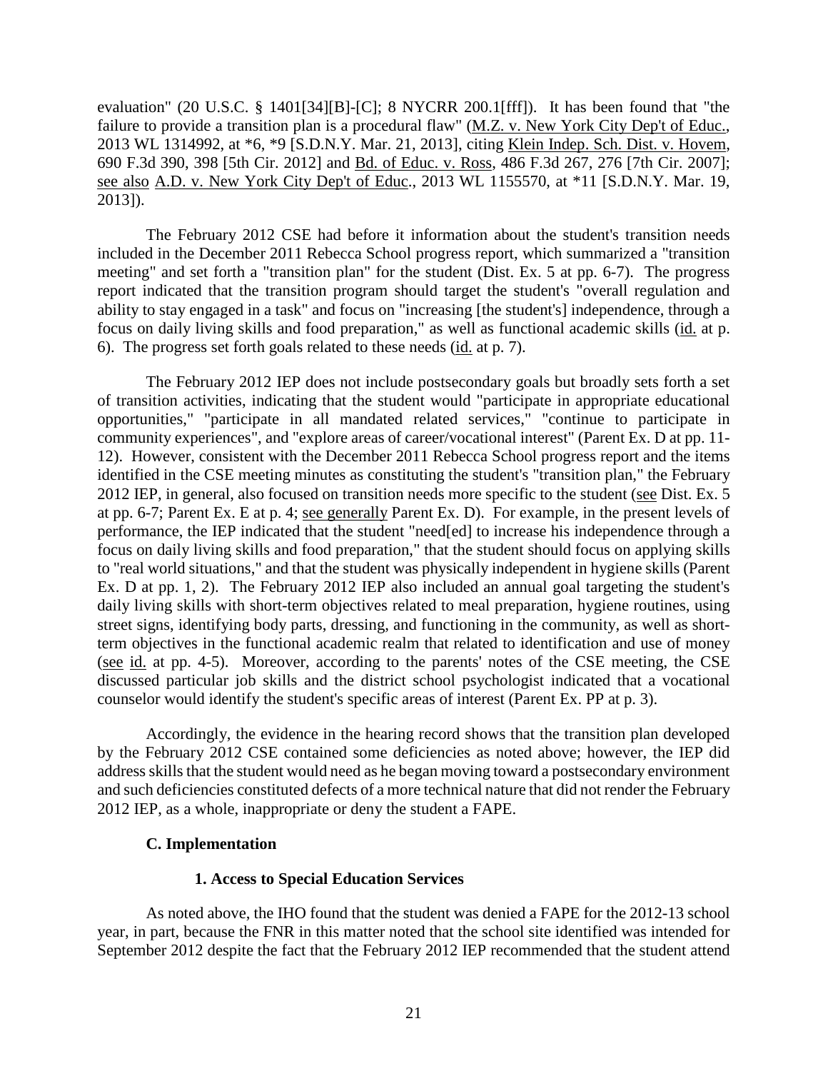evaluation" (20 U.S.C. § 1401[34][B]-[C]; 8 NYCRR 200.1[fff]). It has been found that "the failure to provide a transition plan is a procedural flaw" (M.Z. v. New York City Dep't of Educ., 2013 WL 1314992, at *6, *9 [S.D.N.Y. Mar. 21, 2013], citing Klein Indep. Sch. Dist. v. Hovem, 690 F.3d 390, 398 [5th Cir. 2012] and Bd. of Educ. v. Ross, 486 F.3d 267, 276 [7th Cir. 2007]; see also A.D. v. New York City Dep't of Educ., 2013 WL 1155570, at *11 [S.D.N.Y. Mar. 19, 2013]).

The February 2012 CSE had before it information about the student's transition needs included in the December 2011 Rebecca School progress report, which summarized a "transition meeting" and set forth a "transition plan" for the student (Dist. Ex. 5 at pp. 6-7). The progress report indicated that the transition program should target the student's "overall regulation and ability to stay engaged in a task" and focus on "increasing [the student's] independence, through a focus on daily living skills and food preparation," as well as functional academic skills (id. at p. 6). The progress set forth goals related to these needs (id. at p. 7).

The February 2012 IEP does not include postsecondary goals but broadly sets forth a set of transition activities, indicating that the student would "participate in appropriate educational opportunities," "participate in all mandated related services," "continue to participate in community experiences", and "explore areas of career/vocational interest" (Parent Ex. D at pp. 11-12). However, consistent with the December 2011 Rebecca School progress report and the items identified in the CSE meeting minutes as constituting the student's "transition plan," the February 2012 IEP, in general, also focused on transition needs more specific to the student (see Dist. Ex. 5 at pp. 6-7; Parent Ex. E at p. 4; see generally Parent Ex. D). For example, in the present levels of performance, the IEP indicated that the student "need[ed] to increase his independence through a focus on daily living skills and food preparation," that the student should focus on applying skills to "real world situations," and that the student was physically independent in hygiene skills (Parent Ex. D at pp. 1, 2). The February 2012 IEP also included an annual goal targeting the student's daily living skills with short-term objectives related to meal preparation, hygiene routines, using street signs, identifying body parts, dressing, and functioning in the community, as well as short-term objectives in the functional academic realm that related to identification and use of money (see id. at pp. 4-5). Moreover, according to the parents' notes of the CSE meeting, the CSE discussed particular job skills and the district school psychologist indicated that a vocational counselor would identify the student's specific areas of interest (Parent Ex. PP at p. 3).

Accordingly, the evidence in the hearing record shows that the transition plan developed by the February 2012 CSE contained some deficiencies as noted above; however, the IEP did address skills that the student would need as he began moving toward a postsecondary environment and such deficiencies constituted defects of a more technical nature that did not render the February 2012 IEP, as a whole, inappropriate or deny the student a FAPE.

### C. Implementation

#### 1. Access to Special Education Services

As noted above, the IHO found that the student was denied a FAPE for the 2012-13 school year, in part, because the FNR in this matter noted that the school site identified was intended for September 2012 despite the fact that the February 2012 IEP recommended that the student attend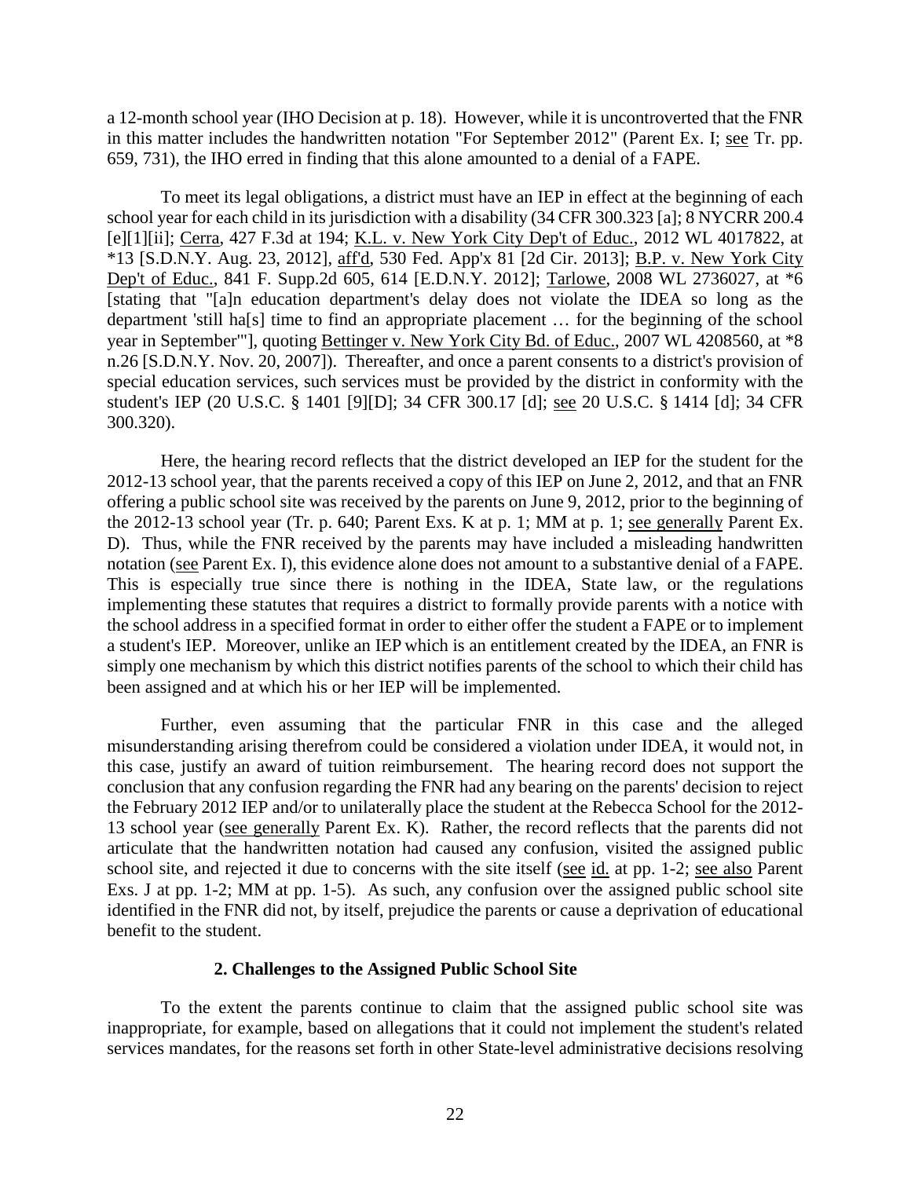a 12-month school year (IHO Decision at p. 18). However, while it is uncontroverted that the FNR in this matter includes the handwritten notation "For September 2012" (Parent Ex. I; see Tr. pp. 659, 731), the IHO erred in finding that this alone amounted to a denial of a FAPE.

To meet its legal obligations, a district must have an IEP in effect at the beginning of each school year for each child in its jurisdiction with a disability (34 CFR 300.323 [a]; 8 NYCRR 200.4 [e][1][ii]; Cerra, 427 F.3d at 194; K.L. v. New York City Dep't of Educ., 2012 WL 4017822, at *13 [S.D.N.Y. Aug. 23, 2012], aff'd, 530 Fed. App'x 81 [2d Cir. 2013]; B.P. v. New York City Dep't of Educ., 841 F. Supp.2d 605, 614 [E.D.N.Y. 2012]; Tarlowe, 2008 WL 2736027, at *6 [stating that "[a]n education department's delay does not violate the IDEA so long as the department 'still ha[s] time to find an appropriate placement … for the beginning of the school year in September'", quoting Bettinger v. New York City Bd. of Educ., 2007 WL 4208560, at *8 n.26 [S.D.N.Y. Nov. 20, 2007]). Thereafter, and once a parent consents to a district's provision of special education services, such services must be provided by the district in conformity with the student's IEP (20 U.S.C. § 1401 [9][D]; 34 CFR 300.17 [d]; see 20 U.S.C. § 1414 [d]; 34 CFR 300.320).

Here, the hearing record reflects that the district developed an IEP for the student for the 2012-13 school year, that the parents received a copy of this IEP on June 2, 2012, and that an FNR offering a public school site was received by the parents on June 9, 2012, prior to the beginning of the 2012-13 school year (Tr. p. 640; Parent Exs. K at p. 1; MM at p. 1; see generally Parent Ex. D). Thus, while the FNR received by the parents may have included a misleading handwritten notation (see Parent Ex. I), this evidence alone does not amount to a substantive denial of a FAPE. This is especially true since there is nothing in the IDEA, State law, or the regulations implementing these statutes that requires a district to formally provide parents with a notice with the school address in a specified format in order to either offer the student a FAPE or to implement a student's IEP. Moreover, unlike an IEP which is an entitlement created by the IDEA, an FNR is simply one mechanism by which this district notifies parents of the school to which their child has been assigned and at which his or her IEP will be implemented.

Further, even assuming that the particular FNR in this case and the alleged misunderstanding arising therefrom could be considered a violation under IDEA, it would not, in this case, justify an award of tuition reimbursement. The hearing record does not support the conclusion that any confusion regarding the FNR had any bearing on the parents' decision to reject the February 2012 IEP and/or to unilaterally place the student at the Rebecca School for the 2012-13 school year (see generally Parent Ex. K). Rather, the record reflects that the parents did not articulate that the handwritten notation had caused any confusion, visited the assigned public school site, and rejected it due to concerns with the site itself (see id. at pp. 1-2; see also Parent Exs. J at pp. 1-2; MM at pp. 1-5). As such, any confusion over the assigned public school site identified in the FNR did not, by itself, prejudice the parents or cause a deprivation of educational benefit to the student.

### 2. Challenges to the Assigned Public School Site

To the extent the parents continue to claim that the assigned public school site was inappropriate, for example, based on allegations that it could not implement the student's related services mandates, for the reasons set forth in other State-level administrative decisions resolving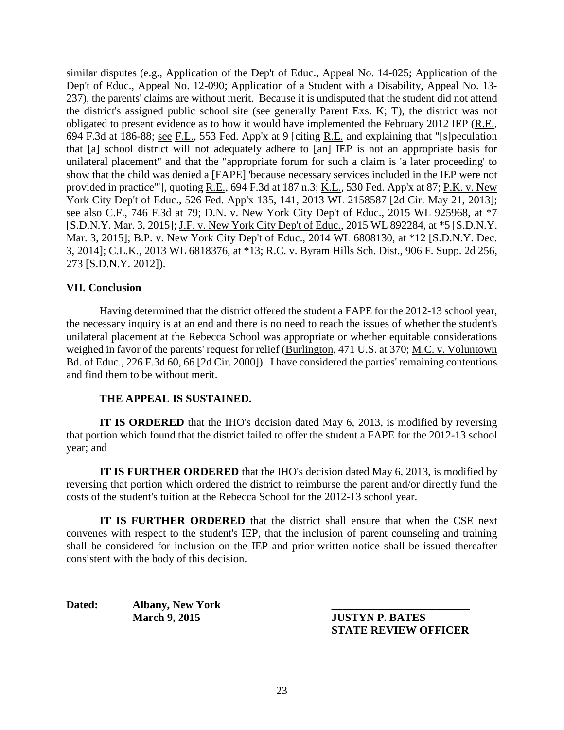similar disputes (e.g., Application of the Dep't of Educ., Appeal No. 14-025; Application of the Dep't of Educ., Appeal No. 12-090; Application of a Student with a Disability, Appeal No. 13-237), the parents' claims are without merit. Because it is undisputed that the student did not attend the district's assigned public school site (see generally Parent Exs. K; T), the district was not obligated to present evidence as to how it would have implemented the February 2012 IEP (R.E., 694 F.3d at 186-88; see F.L., 553 Fed. App'x at 9 [citing R.E. and explaining that "[s]peculation that [a] school district will not adequately adhere to [an] IEP is not an appropriate basis for unilateral placement" and that the "appropriate forum for such a claim is 'a later proceeding' to show that the child was denied a [FAPE] 'because necessary services included in the IEP were not provided in practice'"], quoting R.E., 694 F.3d at 187 n.3; K.L., 530 Fed. App'x at 87; P.K. v. New York City Dep't of Educ., 526 Fed. App'x 135, 141, 2013 WL 2158587 [2d Cir. May 21, 2013]; see also C.F., 746 F.3d at 79; D.N. v. New York City Dep't of Educ., 2015 WL 925968, at *7 [S.D.N.Y. Mar. 3, 2015]; J.F. v. New York City Dep't of Educ., 2015 WL 892284, at *5 [S.D.N.Y. Mar. 3, 2015]; B.P. v. New York City Dep't of Educ., 2014 WL 6808130, at *12 [S.D.N.Y. Dec. 3, 2014]; C.L.K., 2013 WL 6818376, at *13; R.C. v. Byram Hills Sch. Dist., 906 F. Supp. 2d 256, 273 [S.D.N.Y. 2012]).

**VII. Conclusion**

Having determined that the district offered the student a FAPE for the 2012-13 school year, the necessary inquiry is at an end and there is no need to reach the issues of whether the student's unilateral placement at the Rebecca School was appropriate or whether equitable considerations weighed in favor of the parents' request for relief (Burlington, 471 U.S. at 370; M.C. v. Voluntown Bd. of Educ., 226 F.3d 60, 66 [2d Cir. 2000]). I have considered the parties' remaining contentions and find them to be without merit.

**THE APPEAL IS SUSTAINED.**

**IT IS ORDERED** that the IHO's decision dated May 6, 2013, is modified by reversing that portion which found that the district failed to offer the student a FAPE for the 2012-13 school year; and

**IT IS FURTHER ORDERED** that the IHO's decision dated May 6, 2013, is modified by reversing that portion which ordered the district to reimburse the parent and/or directly fund the costs of the student's tuition at the Rebecca School for the 2012-13 school year.

**IT IS FURTHER ORDERED** that the district shall ensure that when the CSE next convenes with respect to the student's IEP, that the inclusion of parent counseling and training shall be considered for inclusion on the IEP and prior written notice shall be issued thereafter consistent with the body of this decision.

**Dated:** **Albany, New York**
**March 9, 2015**

**JUSTYN P. BATES**
**STATE REVIEW OFFICER**